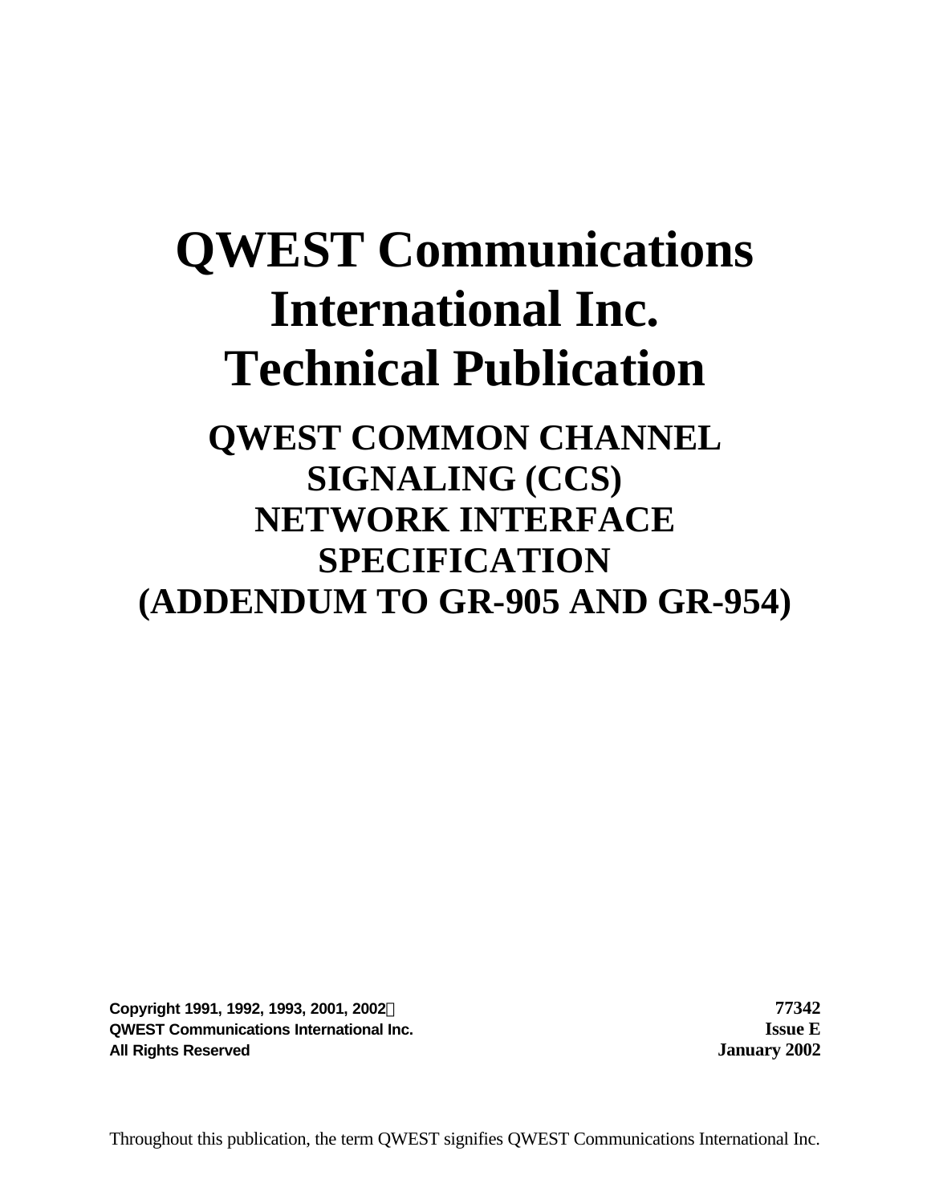# QWEST Communications International Inc. Technical Publication

## QWEST COMMON CHANNEL SIGNALING (CCS) NETWORK INTERFACE SPECIFICATION (ADDENDUM TO GR-905 AND GR-954)

| | |
|---|---|
| **Copyright 1991, 1992, 1993, 2001, 2002©** | **77342** |
| **QWEST Communications International Inc.** | **Issue E** |
| **All Rights Reserved** | **January 2002** |

Throughout this publication, the term QWEST signifies QWEST Communications International Inc.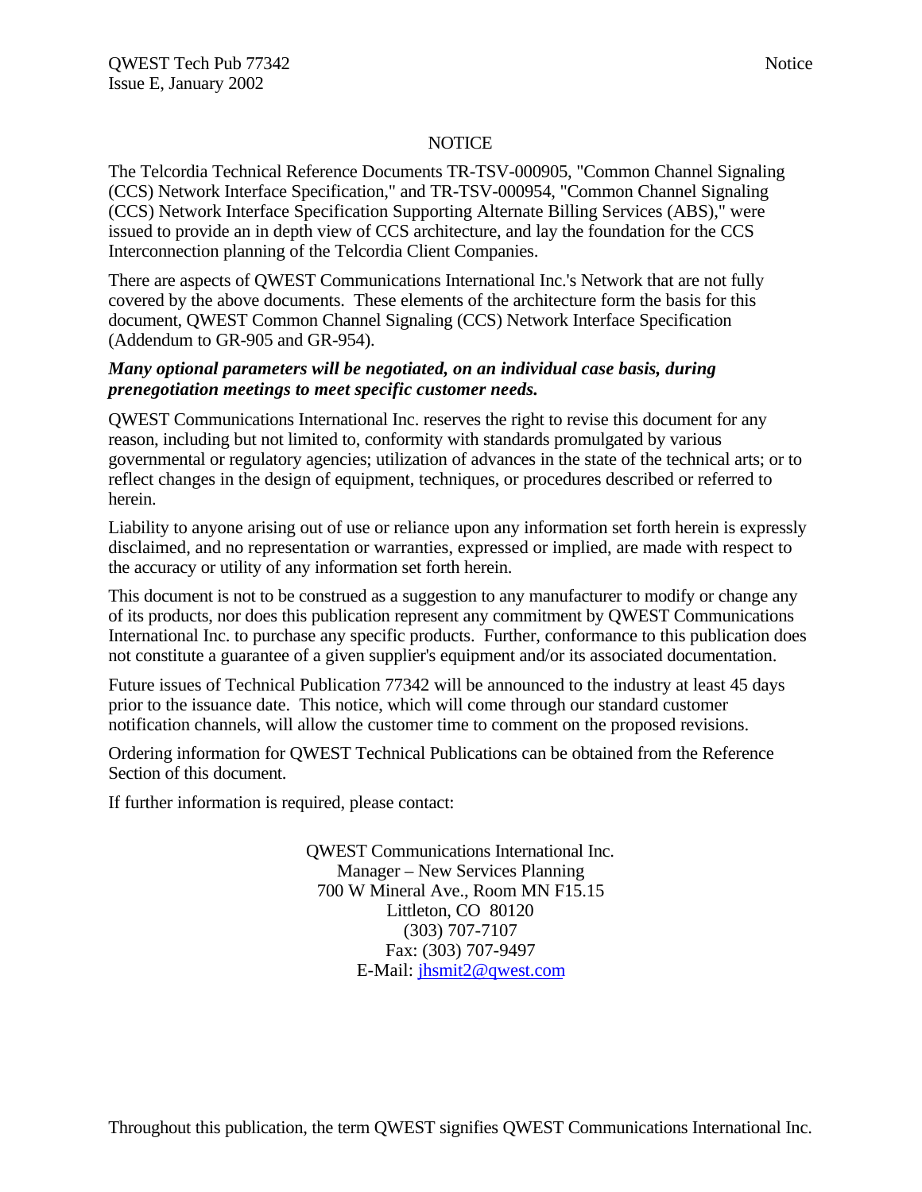## NOTICE

The Telcordia Technical Reference Documents TR-TSV-000905, "Common Channel Signaling (CCS) Network Interface Specification," and TR-TSV-000954, "Common Channel Signaling (CCS) Network Interface Specification Supporting Alternate Billing Services (ABS)," were issued to provide an in depth view of CCS architecture, and lay the foundation for the CCS Interconnection planning of the Telcordia Client Companies.

There are aspects of QWEST Communications International Inc.'s Network that are not fully covered by the above documents. These elements of the architecture form the basis for this document, QWEST Common Channel Signaling (CCS) Network Interface Specification (Addendum to GR-905 and GR-954).

***Many optional parameters will be negotiated, on an individual case basis, during prenegotiation meetings to meet specific customer needs.***

QWEST Communications International Inc. reserves the right to revise this document for any reason, including but not limited to, conformity with standards promulgated by various governmental or regulatory agencies; utilization of advances in the state of the technical arts; or to reflect changes in the design of equipment, techniques, or procedures described or referred to herein.

Liability to anyone arising out of use or reliance upon any information set forth herein is expressly disclaimed, and no representation or warranties, expressed or implied, are made with respect to the accuracy or utility of any information set forth herein.

This document is not to be construed as a suggestion to any manufacturer to modify or change any of its products, nor does this publication represent any commitment by QWEST Communications International Inc. to purchase any specific products. Further, conformance to this publication does not constitute a guarantee of a given supplier's equipment and/or its associated documentation.

Future issues of Technical Publication 77342 will be announced to the industry at least 45 days prior to the issuance date. This notice, which will come through our standard customer notification channels, will allow the customer time to comment on the proposed revisions.

Ordering information for QWEST Technical Publications can be obtained from the Reference Section of this document.

If further information is required, please contact:

QWEST Communications International Inc.
Manager – New Services Planning
700 W Mineral Ave., Room MN F15.15
Littleton, CO 80120
(303) 707-7107
Fax: (303) 707-9497
E-Mail: jhsmit2@qwest.com

Throughout this publication, the term QWEST signifies QWEST Communications International Inc.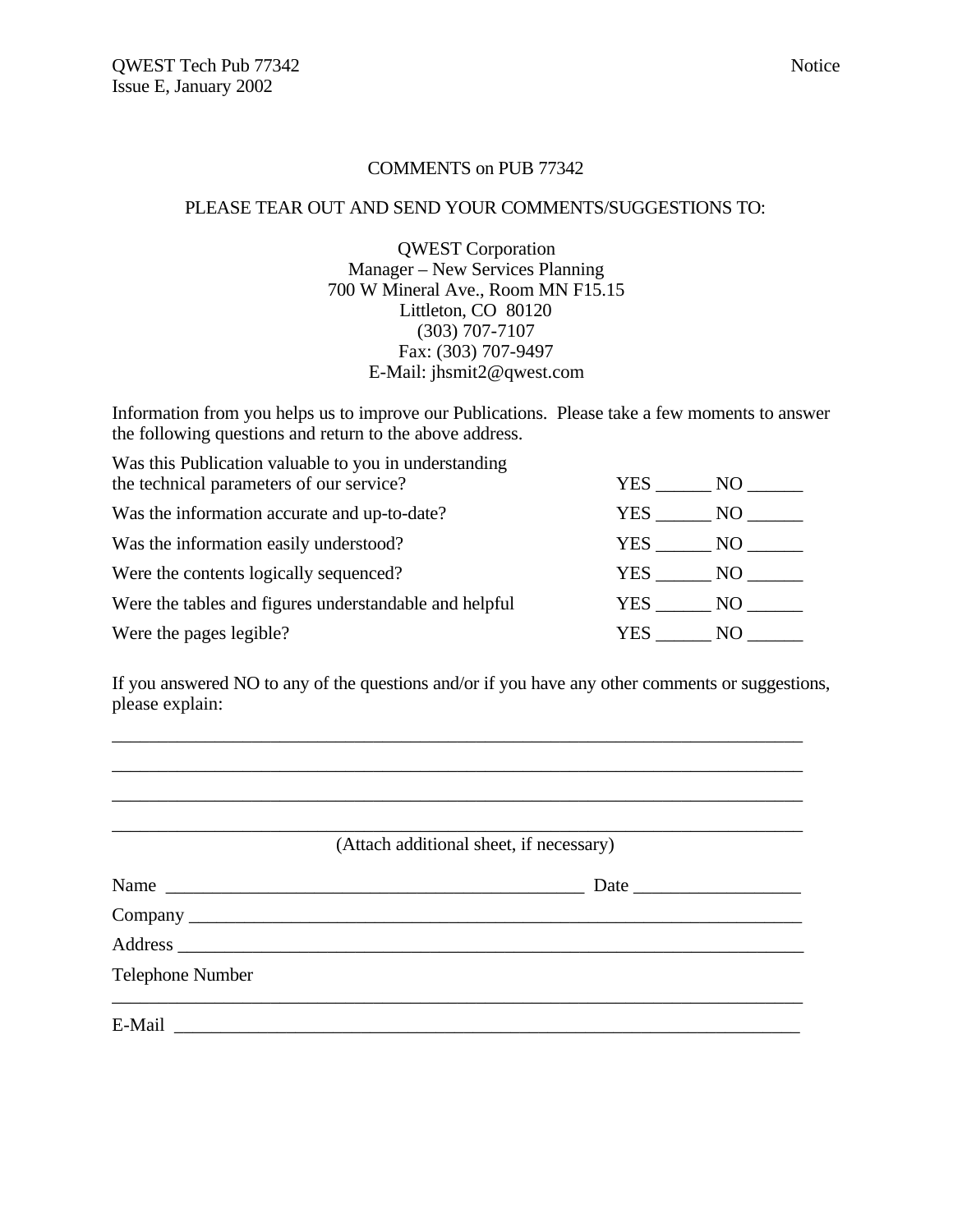COMMENTS on PUB 77342

PLEASE TEAR OUT AND SEND YOUR COMMENTS/SUGGESTIONS TO:

QWEST Corporation
Manager – New Services Planning
700 W Mineral Ave., Room MN F15.15
Littleton, CO 80120
(303) 707-7107
Fax: (303) 707-9497
E-Mail: jhsmit2@qwest.com

Information from you helps us to improve our Publications. Please take a few moments to answer the following questions and return to the above address.

| | |
|---|---|
| Was this Publication valuable to you in understanding the technical parameters of our service? | YES ______ NO ______ |
| Was the information accurate and up-to-date? | YES ______ NO ______ |
| Was the information easily understood? | YES ______ NO ______ |
| Were the contents logically sequenced? | YES ______ NO ______ |
| Were the tables and figures understandable and helpful | YES ______ NO ______ |
| Were the pages legible? | YES ______ NO ______ |

If you answered NO to any of the questions and/or if you have any other comments or suggestions, please explain:

___________________________________________________________________________

___________________________________________________________________________

___________________________________________________________________________

___________________________________________________________________________

(Attach additional sheet, if necessary)

Name _____________________________________________ Date _________________

Company ___________________________________________________________________

Address ___________________________________________________________________

Telephone Number

___________________________________________________________________________

E-Mail ____________________________________________________________________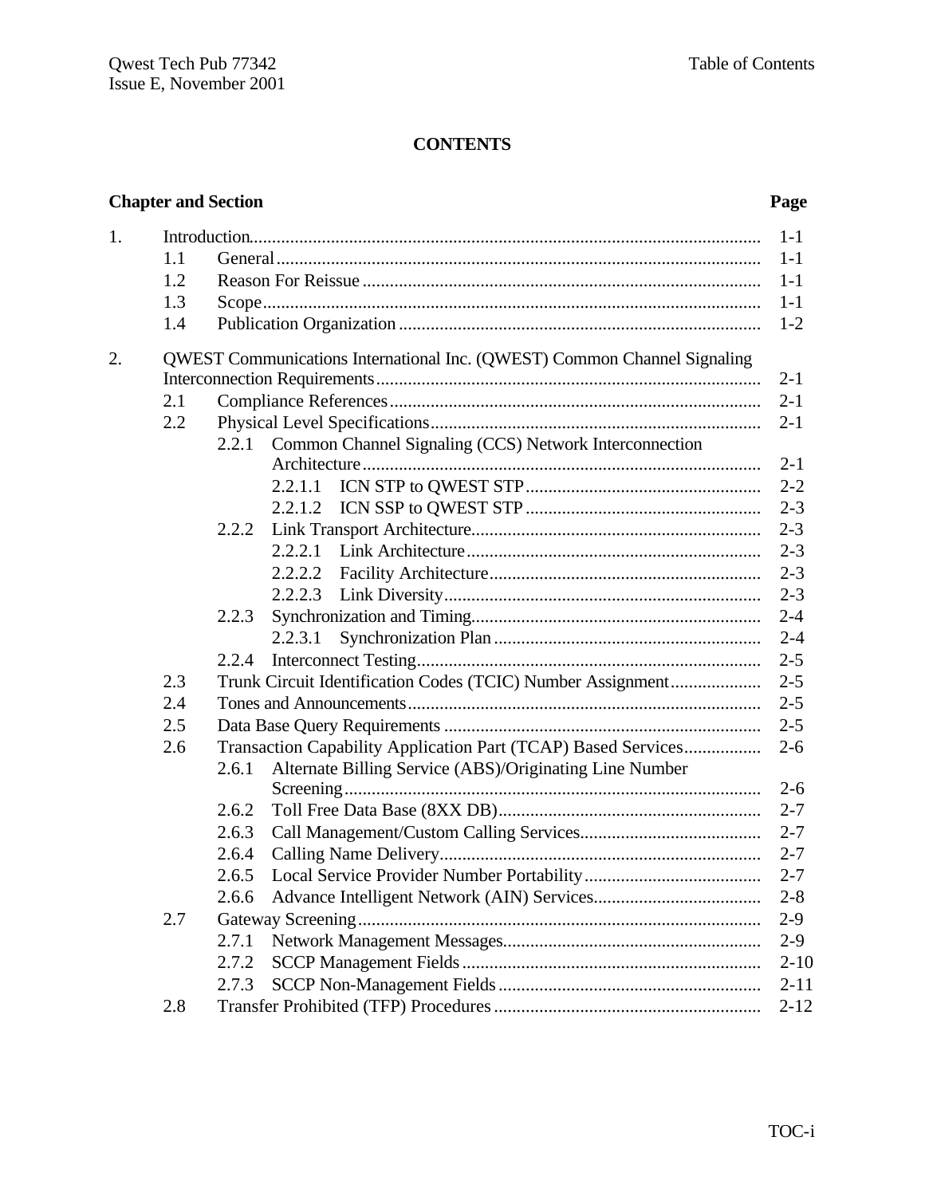# CONTENTS

| Chapter and Section | | | | Page |
|---|---|---|---|---|
| 1. | Introduction | | | 1-1 |
| | 1.1 | General | | 1-1 |
| | 1.2 | Reason For Reissue | | 1-1 |
| | 1.3 | Scope | | 1-1 |
| | 1.4 | Publication Organization | | 1-2 |
| 2. | QWEST Communications International Inc. (QWEST) Common Channel Signaling Interconnection Requirements | | | 2-1 |
| | 2.1 | Compliance References | | 2-1 |
| | 2.2 | Physical Level Specifications | | 2-1 |
| | | 2.2.1 | Common Channel Signaling (CCS) Network Interconnection Architecture | 2-1 |
| | | | 2.2.1.1 ICN STP to QWEST STP | 2-2 |
| | | | 2.2.1.2 ICN SSP to QWEST STP | 2-3 |
| | | 2.2.2 | Link Transport Architecture | 2-3 |
| | | | 2.2.2.1 Link Architecture | 2-3 |
| | | | 2.2.2.2 Facility Architecture | 2-3 |
| | | | 2.2.2.3 Link Diversity | 2-3 |
| | | 2.2.3 | Synchronization and Timing | 2-4 |
| | | | 2.2.3.1 Synchronization Plan | 2-4 |
| | | 2.2.4 | Interconnect Testing | 2-5 |
| | 2.3 | Trunk Circuit Identification Codes (TCIC) Number Assignment | | 2-5 |
| | 2.4 | Tones and Announcements | | 2-5 |
| | 2.5 | Data Base Query Requirements | | 2-5 |
| | 2.6 | Transaction Capability Application Part (TCAP) Based Services | | 2-6 |
| | | 2.6.1 | Alternate Billing Service (ABS)/Originating Line Number Screening | 2-6 |
| | | 2.6.2 | Toll Free Data Base (8XX DB) | 2-7 |
| | | 2.6.3 | Call Management/Custom Calling Services | 2-7 |
| | | 2.6.4 | Calling Name Delivery | 2-7 |
| | | 2.6.5 | Local Service Provider Number Portability | 2-7 |
| | | 2.6.6 | Advance Intelligent Network (AIN) Services | 2-8 |
| | 2.7 | Gateway Screening | | 2-9 |
| | | 2.7.1 | Network Management Messages | 2-9 |
| | | 2.7.2 | SCCP Management Fields | 2-10 |
| | | 2.7.3 | SCCP Non-Management Fields | 2-11 |
| | 2.8 | Transfer Prohibited (TFP) Procedures | | 2-12 |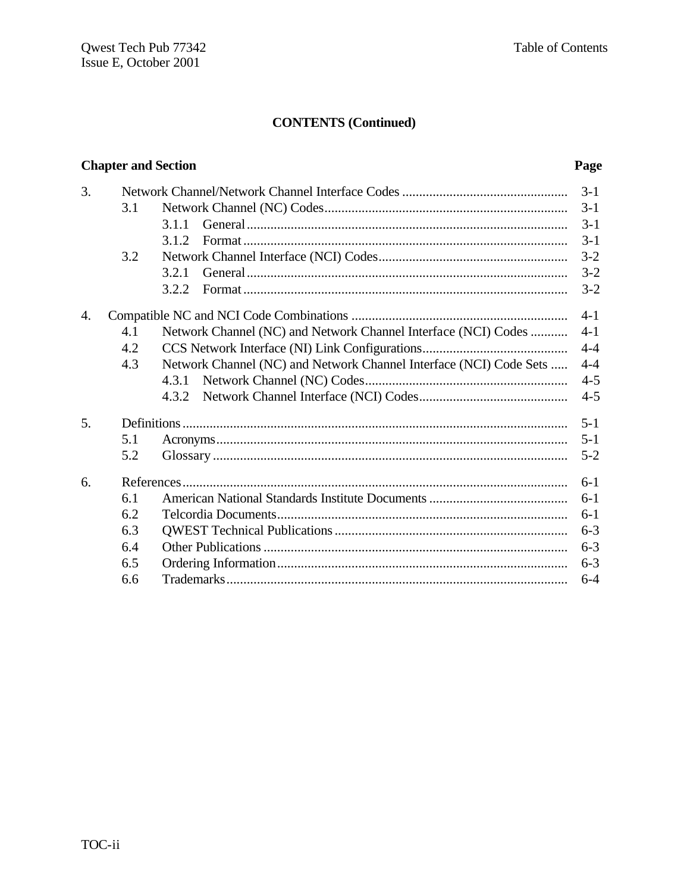## CONTENTS (Continued)

| Chapter and Section | Page |
|---|---|
| 3. Network Channel/Network Channel Interface Codes | 3-1 |
| 3.1 Network Channel (NC) Codes | 3-1 |
| 3.1.1 General | 3-1 |
| 3.1.2 Format | 3-1 |
| 3.2 Network Channel Interface (NCI) Codes | 3-2 |
| 3.2.1 General | 3-2 |
| 3.2.2 Format | 3-2 |
| 4. Compatible NC and NCI Code Combinations | 4-1 |
| 4.1 Network Channel (NC) and Network Channel Interface (NCI) Codes | 4-1 |
| 4.2 CCS Network Interface (NI) Link Configurations | 4-4 |
| 4.3 Network Channel (NC) and Network Channel Interface (NCI) Code Sets | 4-4 |
| 4.3.1 Network Channel (NC) Codes | 4-5 |
| 4.3.2 Network Channel Interface (NCI) Codes | 4-5 |
| 5. Definitions | 5-1 |
| 5.1 Acronyms | 5-1 |
| 5.2 Glossary | 5-2 |
| 6. References | 6-1 |
| 6.1 American National Standards Institute Documents | 6-1 |
| 6.2 Telcordia Documents | 6-1 |
| 6.3 QWEST Technical Publications | 6-3 |
| 6.4 Other Publications | 6-3 |
| 6.5 Ordering Information | 6-3 |
| 6.6 Trademarks | 6-4 |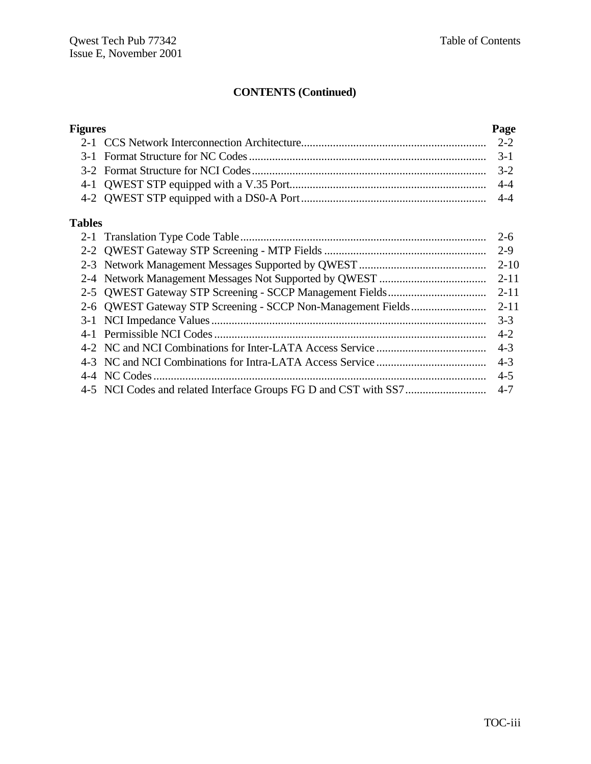## CONTENTS (Continued)

| Figures | | Page |
|---|---|---|
| 2-1 | CCS Network Interconnection Architecture | 2-2 |
| 3-1 | Format Structure for NC Codes | 3-1 |
| 3-2 | Format Structure for NCI Codes | 3-2 |
| 4-1 | QWEST STP equipped with a V.35 Port | 4-4 |
| 4-2 | QWEST STP equipped with a DS0-A Port | 4-4 |

| Tables | | Page |
|---|---|---|
| 2-1 | Translation Type Code Table | 2-6 |
| 2-2 | QWEST Gateway STP Screening - MTP Fields | 2-9 |
| 2-3 | Network Management Messages Supported by QWEST | 2-10 |
| 2-4 | Network Management Messages Not Supported by QWEST | 2-11 |
| 2-5 | QWEST Gateway STP Screening - SCCP Management Fields | 2-11 |
| 2-6 | QWEST Gateway STP Screening - SCCP Non-Management Fields | 2-11 |
| 3-1 | NCI Impedance Values | 3-3 |
| 4-1 | Permissible NCI Codes | 4-2 |
| 4-2 | NC and NCI Combinations for Inter-LATA Access Service | 4-3 |
| 4-3 | NC and NCI Combinations for Intra-LATA Access Service | 4-3 |
| 4-4 | NC Codes | 4-5 |
| 4-5 | NCI Codes and related Interface Groups FG D and CST with SS7 | 4-7 |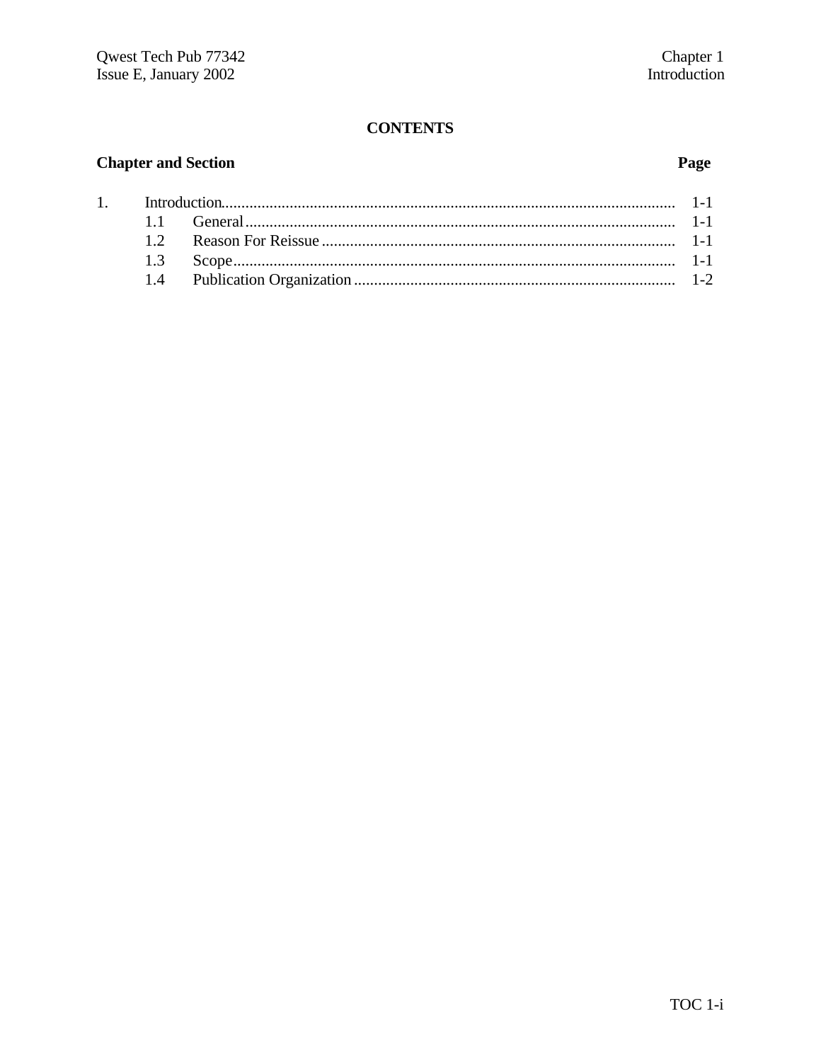# CONTENTS

| Chapter and Section | | Page |
|---|---|---|
| 1. | Introduction | 1-1 |
| | 1.1 General | 1-1 |
| | 1.2 Reason For Reissue | 1-1 |
| | 1.3 Scope | 1-1 |
| | 1.4 Publication Organization | 1-2 |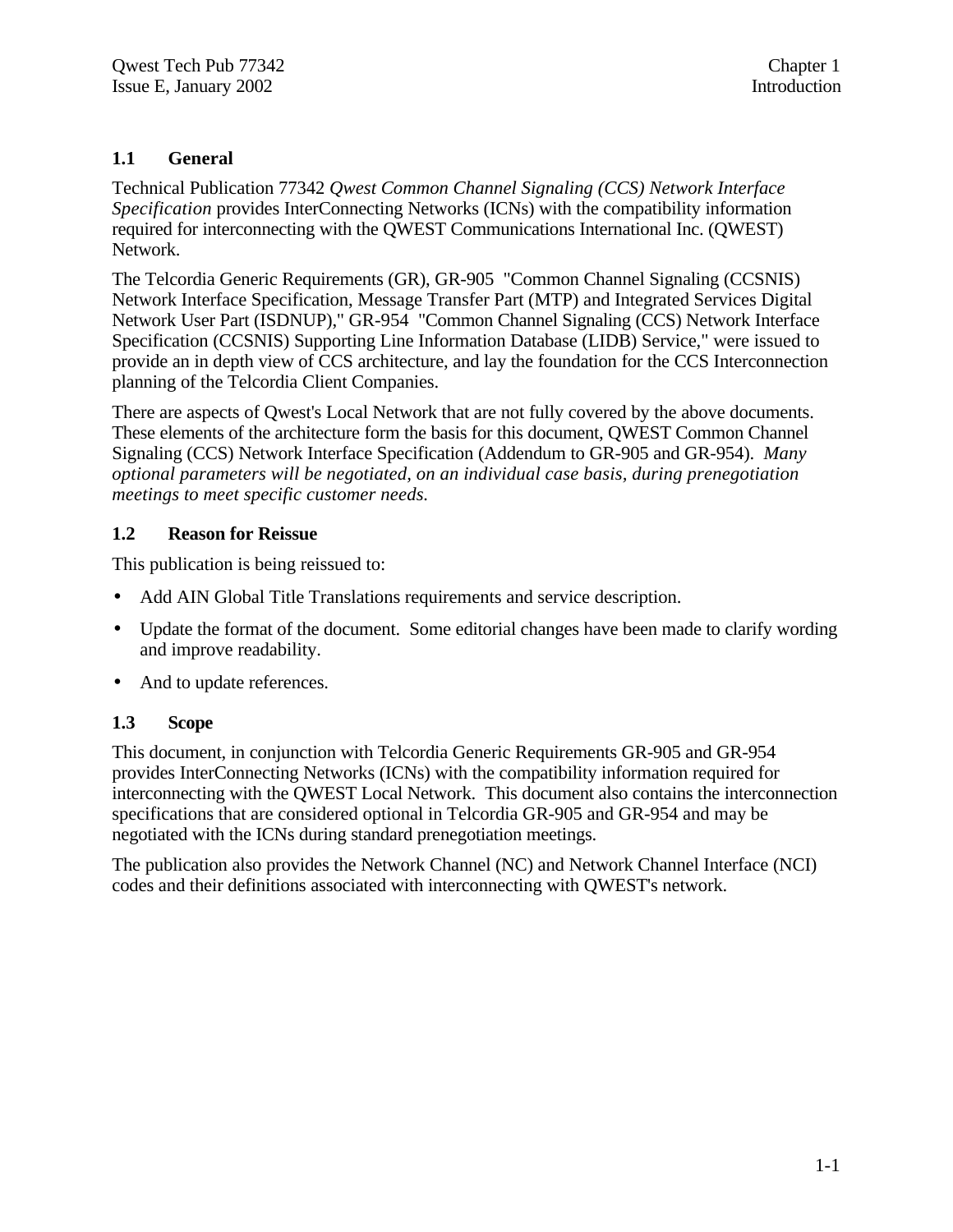## 1.1 General

Technical Publication 77342 *Qwest Common Channel Signaling (CCS) Network Interface Specification* provides InterConnecting Networks (ICNs) with the compatibility information required for interconnecting with the QWEST Communications International Inc. (QWEST) Network.

The Telcordia Generic Requirements (GR), GR-905 "Common Channel Signaling (CCSNIS) Network Interface Specification, Message Transfer Part (MTP) and Integrated Services Digital Network User Part (ISDNUP)," GR-954 "Common Channel Signaling (CCS) Network Interface Specification (CCSNIS) Supporting Line Information Database (LIDB) Service," were issued to provide an in depth view of CCS architecture, and lay the foundation for the CCS Interconnection planning of the Telcordia Client Companies.

There are aspects of Qwest's Local Network that are not fully covered by the above documents. These elements of the architecture form the basis for this document, QWEST Common Channel Signaling (CCS) Network Interface Specification (Addendum to GR-905 and GR-954). *Many optional parameters will be negotiated, on an individual case basis, during prenegotiation meetings to meet specific customer needs.*

## 1.2 Reason for Reissue

This publication is being reissued to:

- Add AIN Global Title Translations requirements and service description.
- Update the format of the document. Some editorial changes have been made to clarify wording and improve readability.
- And to update references.

## 1.3 Scope

This document, in conjunction with Telcordia Generic Requirements GR-905 and GR-954 provides InterConnecting Networks (ICNs) with the compatibility information required for interconnecting with the QWEST Local Network. This document also contains the interconnection specifications that are considered optional in Telcordia GR-905 and GR-954 and may be negotiated with the ICNs during standard prenegotiation meetings.

The publication also provides the Network Channel (NC) and Network Channel Interface (NCI) codes and their definitions associated with interconnecting with QWEST's network.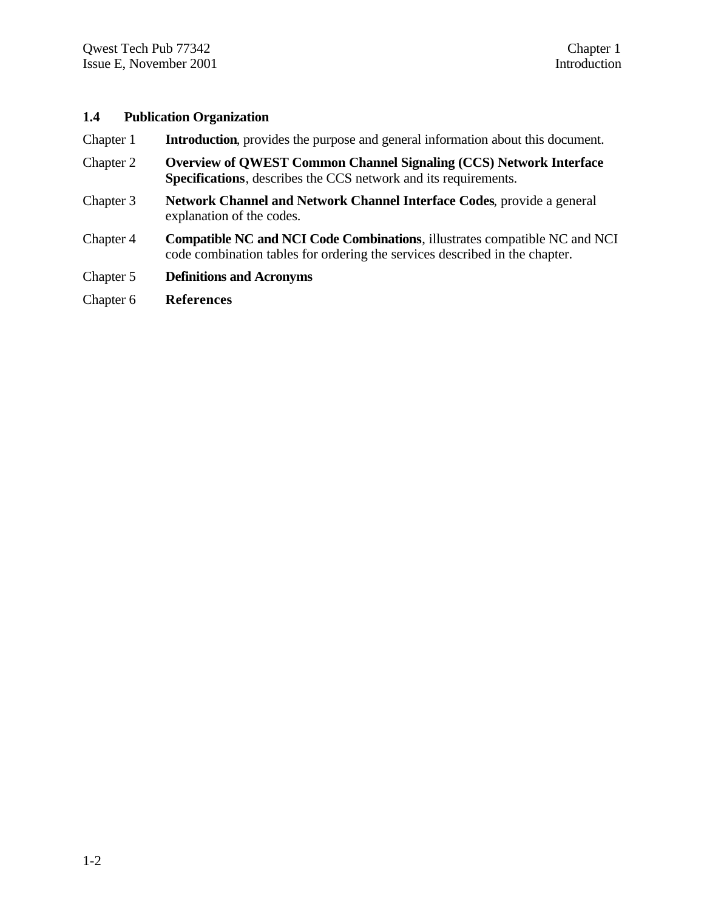## 1.4 Publication Organization

Chapter 1 **Introduction**, provides the purpose and general information about this document.

Chapter 2 **Overview of QWEST Common Channel Signaling (CCS) Network Interface Specifications**, describes the CCS network and its requirements.

Chapter 3 **Network Channel and Network Channel Interface Codes**, provide a general explanation of the codes.

Chapter 4 **Compatible NC and NCI Code Combinations**, illustrates compatible NC and NCI code combination tables for ordering the services described in the chapter.

Chapter 5 **Definitions and Acronyms**

Chapter 6 **References**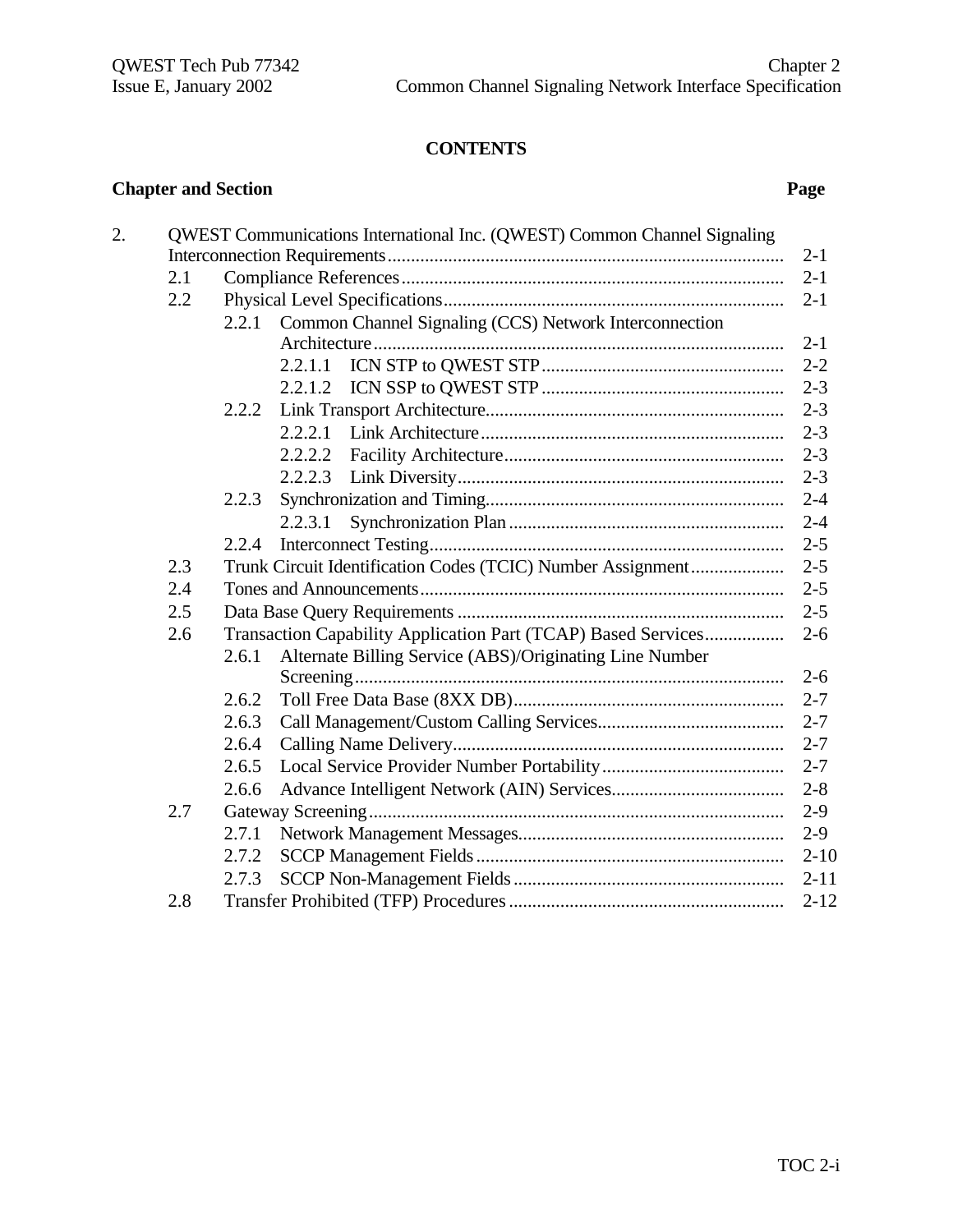**CONTENTS**

| Chapter and Section | Page |
|---|---|
| 2. QWEST Communications International Inc. (QWEST) Common Channel Signaling Interconnection Requirements | 2-1 |
| 2.1 Compliance References | 2-1 |
| 2.2 Physical Level Specifications | 2-1 |
| 2.2.1 Common Channel Signaling (CCS) Network Interconnection Architecture | 2-1 |
| 2.2.1.1 ICN STP to QWEST STP | 2-2 |
| 2.2.1.2 ICN SSP to QWEST STP | 2-3 |
| 2.2.2 Link Transport Architecture | 2-3 |
| 2.2.2.1 Link Architecture | 2-3 |
| 2.2.2.2 Facility Architecture | 2-3 |
| 2.2.2.3 Link Diversity | 2-3 |
| 2.2.3 Synchronization and Timing | 2-4 |
| 2.2.3.1 Synchronization Plan | 2-4 |
| 2.2.4 Interconnect Testing | 2-5 |
| 2.3 Trunk Circuit Identification Codes (TCIC) Number Assignment | 2-5 |
| 2.4 Tones and Announcements | 2-5 |
| 2.5 Data Base Query Requirements | 2-5 |
| 2.6 Transaction Capability Application Part (TCAP) Based Services | 2-6 |
| 2.6.1 Alternate Billing Service (ABS)/Originating Line Number Screening | 2-6 |
| 2.6.2 Toll Free Data Base (8XX DB) | 2-7 |
| 2.6.3 Call Management/Custom Calling Services | 2-7 |
| 2.6.4 Calling Name Delivery | 2-7 |
| 2.6.5 Local Service Provider Number Portability | 2-7 |
| 2.6.6 Advance Intelligent Network (AIN) Services | 2-8 |
| 2.7 Gateway Screening | 2-9 |
| 2.7.1 Network Management Messages | 2-9 |
| 2.7.2 SCCP Management Fields | 2-10 |
| 2.7.3 SCCP Non-Management Fields | 2-11 |
| 2.8 Transfer Prohibited (TFP) Procedures | 2-12 |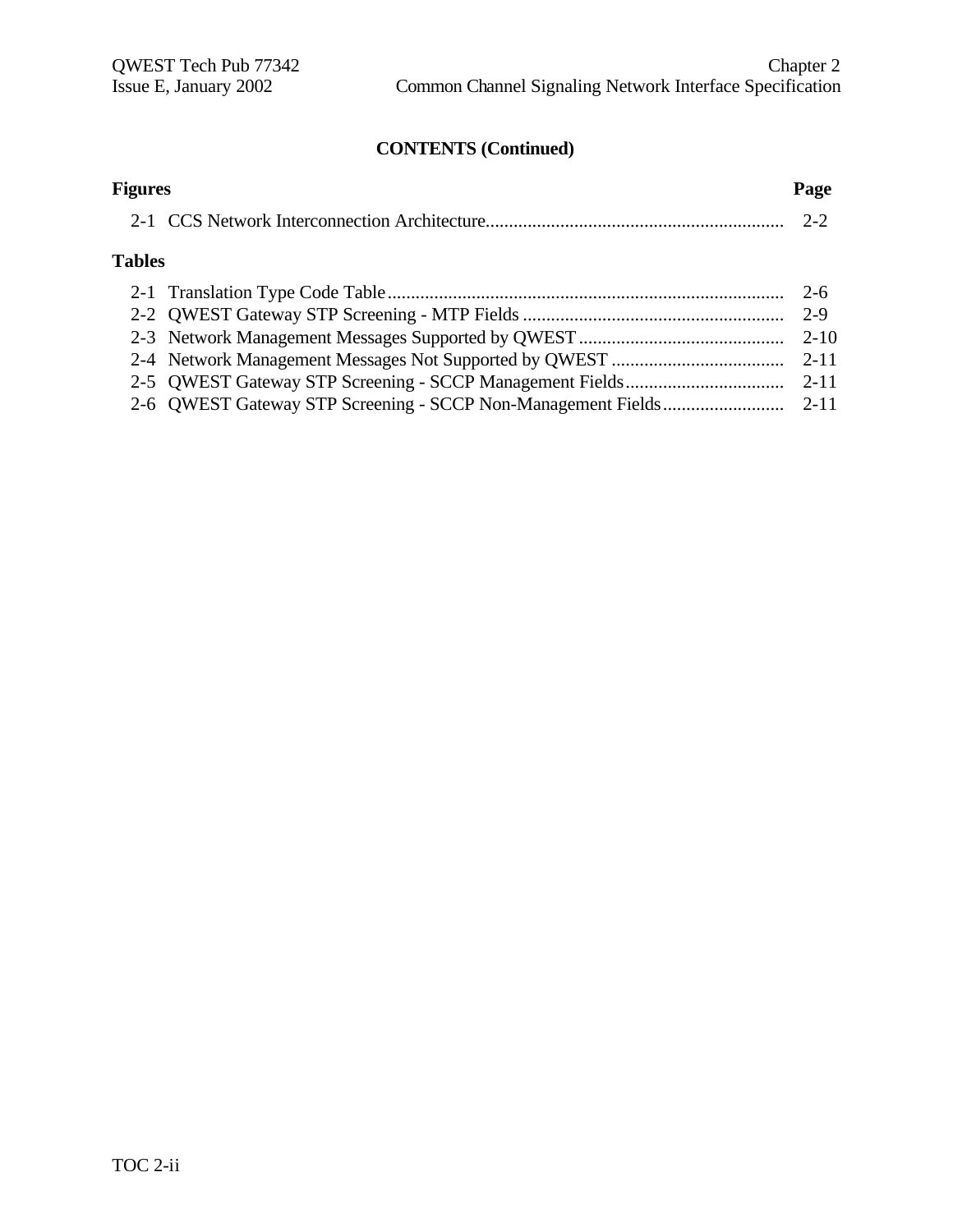## CONTENTS (Continued)

| Figures | | Page |
|---|---|---|
| 2-1 | CCS Network Interconnection Architecture | 2-2 |

| Tables | | |
|---|---|---|
| 2-1 | Translation Type Code Table | 2-6 |
| 2-2 | QWEST Gateway STP Screening - MTP Fields | 2-9 |
| 2-3 | Network Management Messages Supported by QWEST | 2-10 |
| 2-4 | Network Management Messages Not Supported by QWEST | 2-11 |
| 2-5 | QWEST Gateway STP Screening - SCCP Management Fields | 2-11 |
| 2-6 | QWEST Gateway STP Screening - SCCP Non-Management Fields | 2-11 |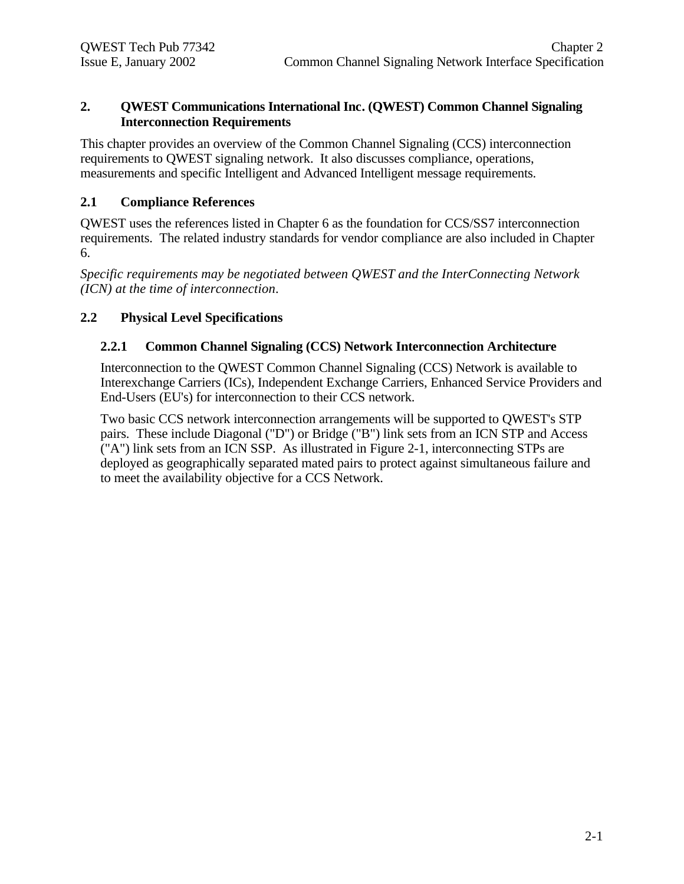# 2. QWEST Communications International Inc. (QWEST) Common Channel Signaling Interconnection Requirements

This chapter provides an overview of the Common Channel Signaling (CCS) interconnection requirements to QWEST signaling network. It also discusses compliance, operations, measurements and specific Intelligent and Advanced Intelligent message requirements.

## 2.1 Compliance References

QWEST uses the references listed in Chapter 6 as the foundation for CCS/SS7 interconnection requirements. The related industry standards for vendor compliance are also included in Chapter 6.

*Specific requirements may be negotiated between QWEST and the InterConnecting Network (ICN) at the time of interconnection.*

## 2.2 Physical Level Specifications

### 2.2.1 Common Channel Signaling (CCS) Network Interconnection Architecture

Interconnection to the QWEST Common Channel Signaling (CCS) Network is available to Interexchange Carriers (ICs), Independent Exchange Carriers, Enhanced Service Providers and End-Users (EU's) for interconnection to their CCS network.

Two basic CCS network interconnection arrangements will be supported to QWEST's STP pairs. These include Diagonal ("D") or Bridge ("B") link sets from an ICN STP and Access ("A") link sets from an ICN SSP. As illustrated in Figure 2-1, interconnecting STPs are deployed as geographically separated mated pairs to protect against simultaneous failure and to meet the availability objective for a CCS Network.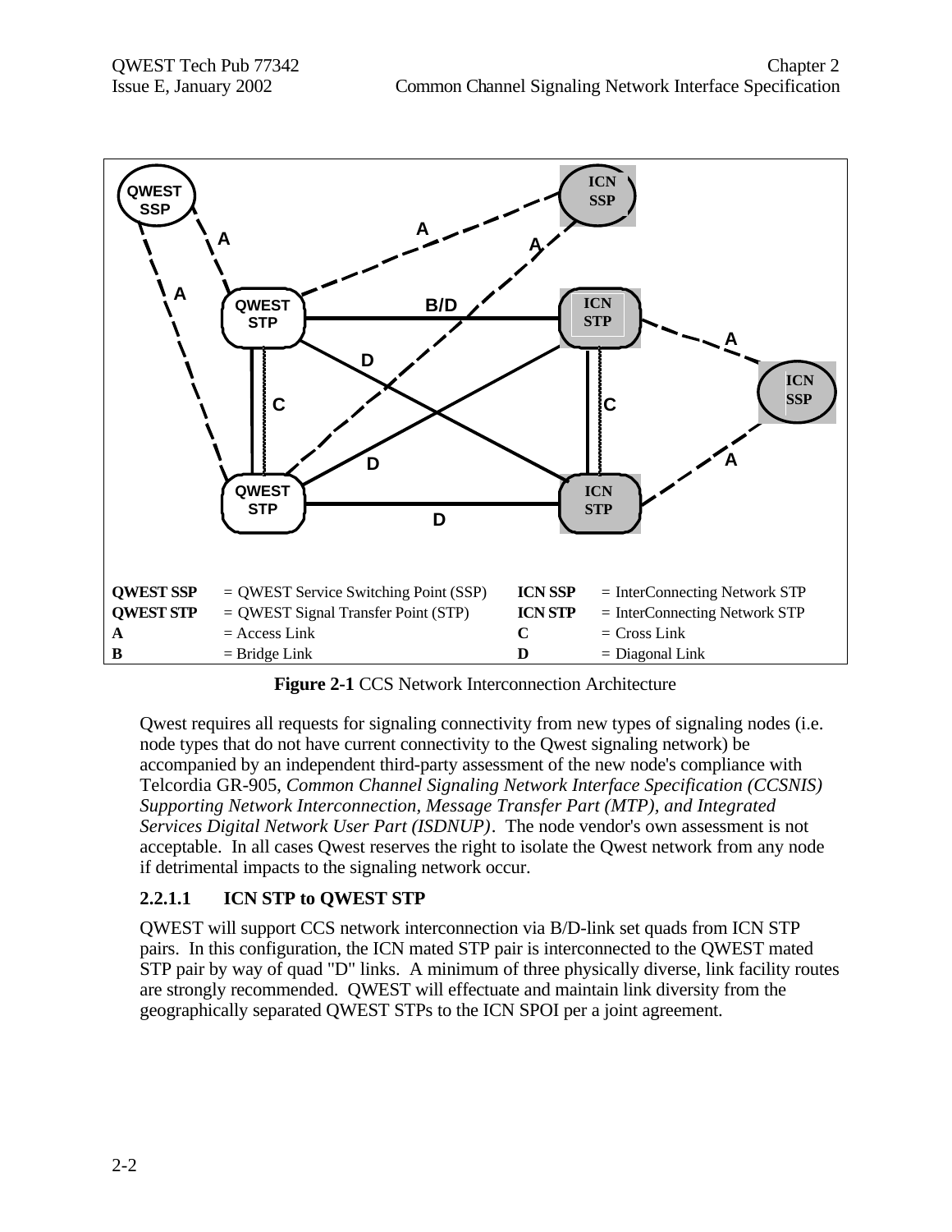| | | | |
|---|---|---|---|
| **QWEST SSP** | = QWEST Service Switching Point (SSP) | **ICN SSP** | = InterConnecting Network STP |
| **QWEST STP** | = QWEST Signal Transfer Point (STP) | **ICN STP** | = InterConnecting Network STP |
| **A** | = Access Link | **C** | = Cross Link |
| **B** | = Bridge Link | **D** | = Diagonal Link |

**Figure 2-1** CCS Network Interconnection Architecture

Qwest requires all requests for signaling connectivity from new types of signaling nodes (i.e. node types that do not have current connectivity to the Qwest signaling network) be accompanied by an independent third-party assessment of the new node's compliance with Telcordia GR-905, *Common Channel Signaling Network Interface Specification (CCSNIS) Supporting Network Interconnection, Message Transfer Part (MTP), and Integrated Services Digital Network User Part (ISDNUP)*. The node vendor's own assessment is not acceptable. In all cases Qwest reserves the right to isolate the Qwest network from any node if detrimental impacts to the signaling network occur.

### 2.2.1.1 ICN STP to QWEST STP

QWEST will support CCS network interconnection via B/D-link set quads from ICN STP pairs. In this configuration, the ICN mated STP pair is interconnected to the QWEST mated STP pair by way of quad "D" links. A minimum of three physically diverse, link facility routes are strongly recommended. QWEST will effectuate and maintain link diversity from the geographically separated QWEST STPs to the ICN SPOI per a joint agreement.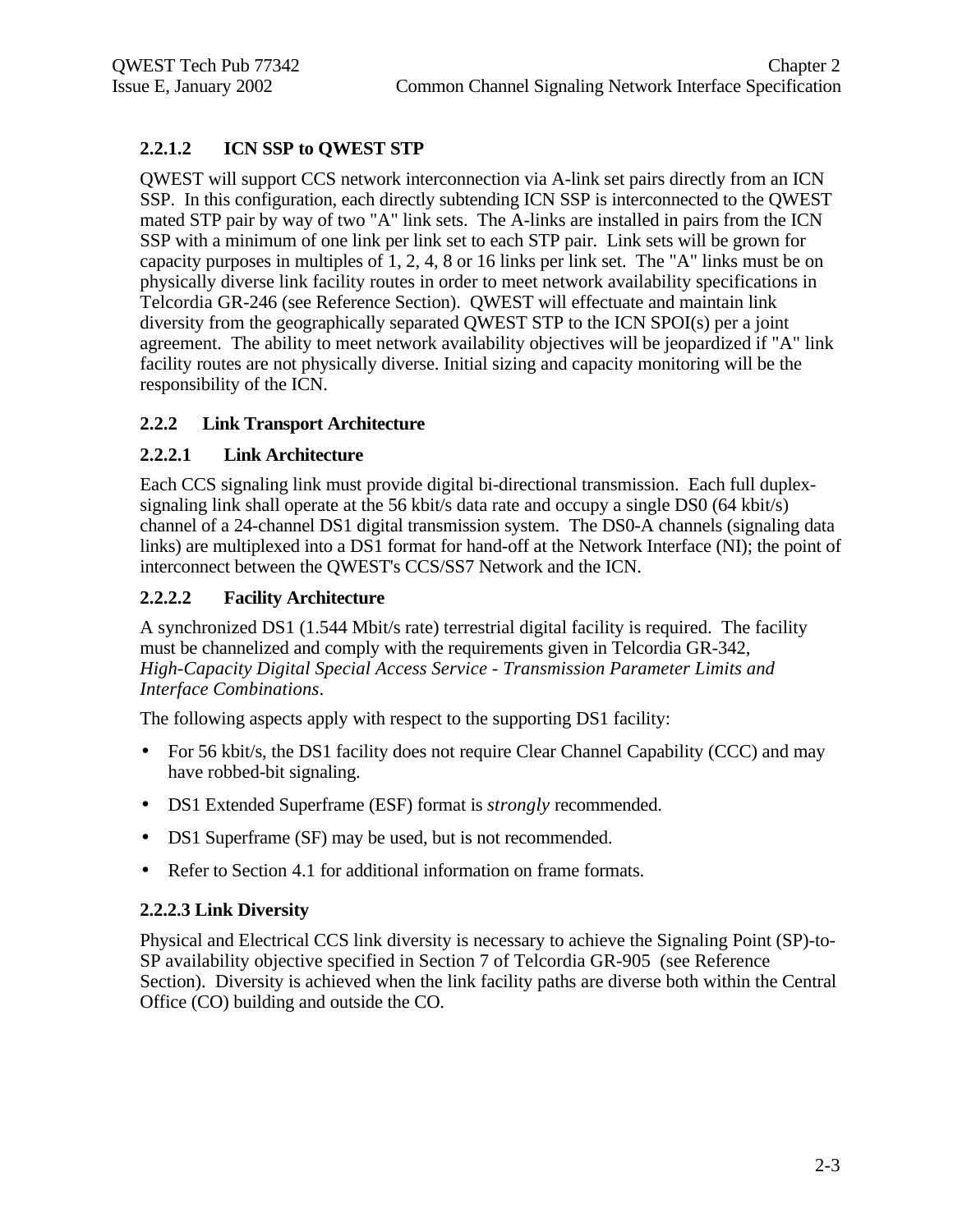#### 2.2.1.2 ICN SSP to QWEST STP

QWEST will support CCS network interconnection via A-link set pairs directly from an ICN SSP. In this configuration, each directly subtending ICN SSP is interconnected to the QWEST mated STP pair by way of two "A" link sets. The A-links are installed in pairs from the ICN SSP with a minimum of one link per link set to each STP pair. Link sets will be grown for capacity purposes in multiples of 1, 2, 4, 8 or 16 links per link set. The "A" links must be on physically diverse link facility routes in order to meet network availability specifications in Telcordia GR-246 (see Reference Section). QWEST will effectuate and maintain link diversity from the geographically separated QWEST STP to the ICN SPOI(s) per a joint agreement. The ability to meet network availability objectives will be jeopardized if "A" link facility routes are not physically diverse. Initial sizing and capacity monitoring will be the responsibility of the ICN.

### 2.2.2 Link Transport Architecture

#### 2.2.2.1 Link Architecture

Each CCS signaling link must provide digital bi-directional transmission. Each full duplex-signaling link shall operate at the 56 kbit/s data rate and occupy a single DS0 (64 kbit/s) channel of a 24-channel DS1 digital transmission system. The DS0-A channels (signaling data links) are multiplexed into a DS1 format for hand-off at the Network Interface (NI); the point of interconnect between the QWEST's CCS/SS7 Network and the ICN.

#### 2.2.2.2 Facility Architecture

A synchronized DS1 (1.544 Mbit/s rate) terrestrial digital facility is required. The facility must be channelized and comply with the requirements given in Telcordia GR-342, *High-Capacity Digital Special Access Service - Transmission Parameter Limits and Interface Combinations*.

The following aspects apply with respect to the supporting DS1 facility:

- For 56 kbit/s, the DS1 facility does not require Clear Channel Capability (CCC) and may have robbed-bit signaling.
- DS1 Extended Superframe (ESF) format is *strongly* recommended.
- DS1 Superframe (SF) may be used, but is not recommended.
- Refer to Section 4.1 for additional information on frame formats.

#### 2.2.2.3 Link Diversity

Physical and Electrical CCS link diversity is necessary to achieve the Signaling Point (SP)-to-SP availability objective specified in Section 7 of Telcordia GR-905 (see Reference Section). Diversity is achieved when the link facility paths are diverse both within the Central Office (CO) building and outside the CO.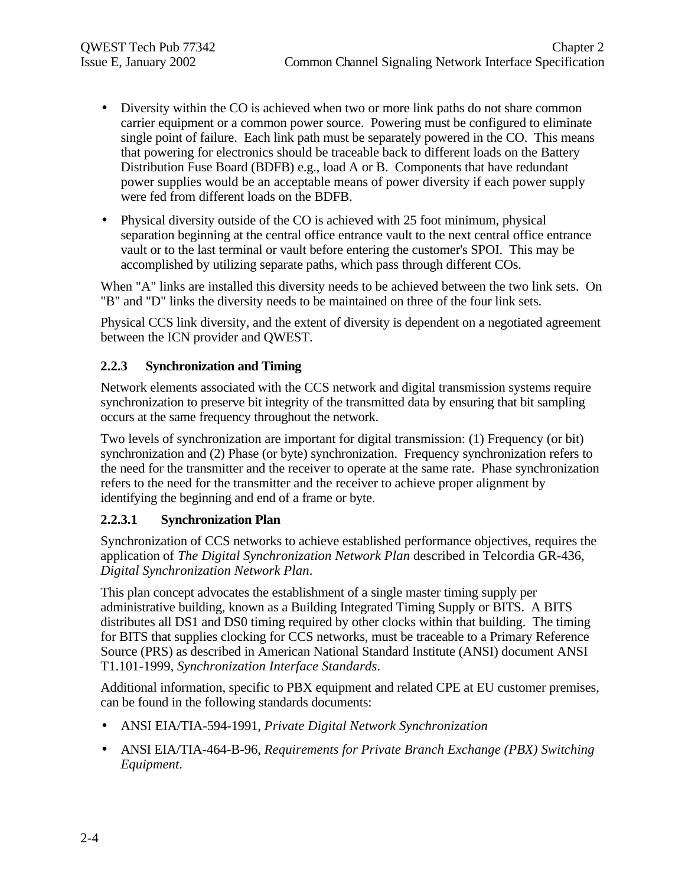- Diversity within the CO is achieved when two or more link paths do not share common carrier equipment or a common power source. Powering must be configured to eliminate single point of failure. Each link path must be separately powered in the CO. This means that powering for electronics should be traceable back to different loads on the Battery Distribution Fuse Board (BDFB) e.g., load A or B. Components that have redundant power supplies would be an acceptable means of power diversity if each power supply were fed from different loads on the BDFB.
- Physical diversity outside of the CO is achieved with 25 foot minimum, physical separation beginning at the central office entrance vault to the next central office entrance vault or to the last terminal or vault before entering the customer's SPOI. This may be accomplished by utilizing separate paths, which pass through different COs.

When "A" links are installed this diversity needs to be achieved between the two link sets. On "B" and "D" links the diversity needs to be maintained on three of the four link sets.

Physical CCS link diversity, and the extent of diversity is dependent on a negotiated agreement between the ICN provider and QWEST.

### 2.2.3 Synchronization and Timing

Network elements associated with the CCS network and digital transmission systems require synchronization to preserve bit integrity of the transmitted data by ensuring that bit sampling occurs at the same frequency throughout the network.

Two levels of synchronization are important for digital transmission: (1) Frequency (or bit) synchronization and (2) Phase (or byte) synchronization. Frequency synchronization refers to the need for the transmitter and the receiver to operate at the same rate. Phase synchronization refers to the need for the transmitter and the receiver to achieve proper alignment by identifying the beginning and end of a frame or byte.

#### 2.2.3.1 Synchronization Plan

Synchronization of CCS networks to achieve established performance objectives, requires the application of *The Digital Synchronization Network Plan* described in Telcordia GR-436, *Digital Synchronization Network Plan*.

This plan concept advocates the establishment of a single master timing supply per administrative building, known as a Building Integrated Timing Supply or BITS. A BITS distributes all DS1 and DS0 timing required by other clocks within that building. The timing for BITS that supplies clocking for CCS networks, must be traceable to a Primary Reference Source (PRS) as described in American National Standard Institute (ANSI) document ANSI T1.101-1999, *Synchronization Interface Standards*.

Additional information, specific to PBX equipment and related CPE at EU customer premises, can be found in the following standards documents:

- ANSI EIA/TIA-594-1991, *Private Digital Network Synchronization*
- ANSI EIA/TIA-464-B-96, *Requirements for Private Branch Exchange (PBX) Switching Equipment*.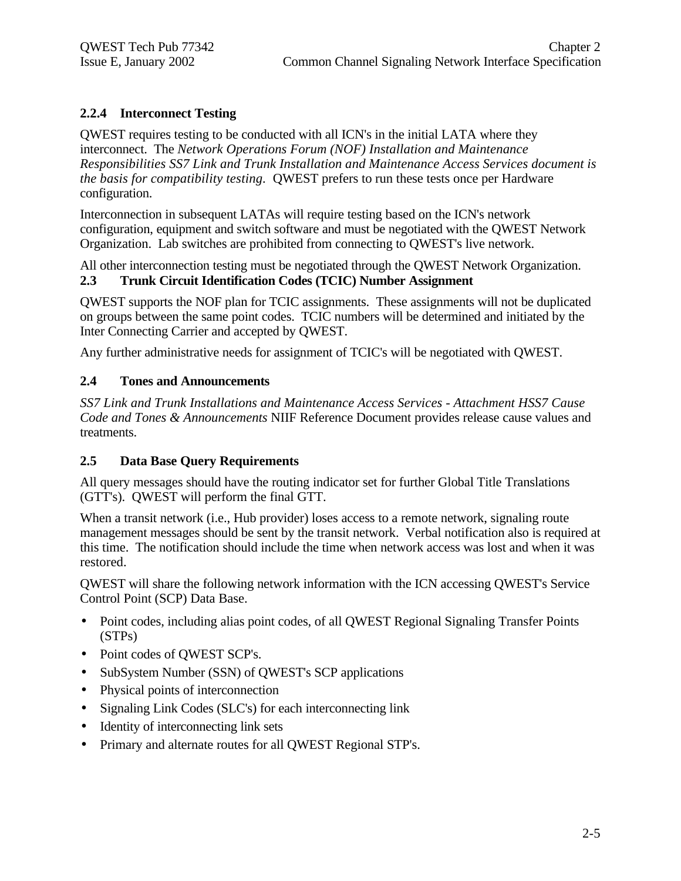### 2.2.4 Interconnect Testing

QWEST requires testing to be conducted with all ICN's in the initial LATA where they interconnect. The *Network Operations Forum (NOF) Installation and Maintenance Responsibilities SS7 Link and Trunk Installation and Maintenance Access Services document is the basis for compatibility testing.* QWEST prefers to run these tests once per Hardware configuration.

Interconnection in subsequent LATAs will require testing based on the ICN's network configuration, equipment and switch software and must be negotiated with the QWEST Network Organization. Lab switches are prohibited from connecting to QWEST's live network.

All other interconnection testing must be negotiated through the QWEST Network Organization.

## 2.3 Trunk Circuit Identification Codes (TCIC) Number Assignment

QWEST supports the NOF plan for TCIC assignments. These assignments will not be duplicated on groups between the same point codes. TCIC numbers will be determined and initiated by the Inter Connecting Carrier and accepted by QWEST.

Any further administrative needs for assignment of TCIC's will be negotiated with QWEST.

## 2.4 Tones and Announcements

*SS7 Link and Trunk Installations and Maintenance Access Services - Attachment HSS7 Cause Code and Tones & Announcements* NIIF Reference Document provides release cause values and treatments.

## 2.5 Data Base Query Requirements

All query messages should have the routing indicator set for further Global Title Translations (GTT's). QWEST will perform the final GTT.

When a transit network (i.e., Hub provider) loses access to a remote network, signaling route management messages should be sent by the transit network. Verbal notification also is required at this time. The notification should include the time when network access was lost and when it was restored.

QWEST will share the following network information with the ICN accessing QWEST's Service Control Point (SCP) Data Base.

- Point codes, including alias point codes, of all QWEST Regional Signaling Transfer Points (STPs)
- Point codes of QWEST SCP's.
- SubSystem Number (SSN) of QWEST's SCP applications
- Physical points of interconnection
- Signaling Link Codes (SLC's) for each interconnecting link
- Identity of interconnecting link sets
- Primary and alternate routes for all QWEST Regional STP's.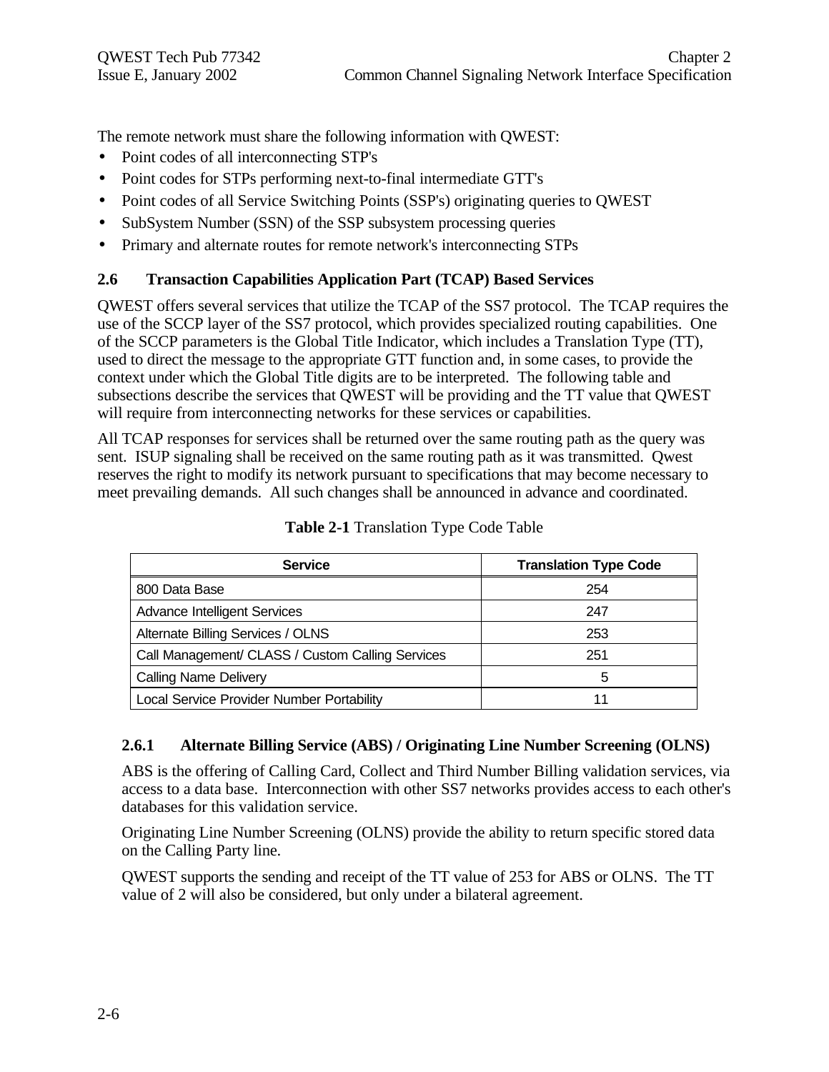The remote network must share the following information with QWEST:

- Point codes of all interconnecting STP's
- Point codes for STPs performing next-to-final intermediate GTT's
- Point codes of all Service Switching Points (SSP's) originating queries to QWEST
- SubSystem Number (SSN) of the SSP subsystem processing queries
- Primary and alternate routes for remote network's interconnecting STPs

## 2.6 Transaction Capabilities Application Part (TCAP) Based Services

QWEST offers several services that utilize the TCAP of the SS7 protocol. The TCAP requires the use of the SCCP layer of the SS7 protocol, which provides specialized routing capabilities. One of the SCCP parameters is the Global Title Indicator, which includes a Translation Type (TT), used to direct the message to the appropriate GTT function and, in some cases, to provide the context under which the Global Title digits are to be interpreted. The following table and subsections describe the services that QWEST will be providing and the TT value that QWEST will require from interconnecting networks for these services or capabilities.

All TCAP responses for services shall be returned over the same routing path as the query was sent. ISUP signaling shall be received on the same routing path as it was transmitted. Qwest reserves the right to modify its network pursuant to specifications that may become necessary to meet prevailing demands. All such changes shall be announced in advance and coordinated.

**Table 2-1** Translation Type Code Table

| Service | Translation Type Code |
|---|---|
| 800 Data Base | 254 |
| Advance Intelligent Services | 247 |
| Alternate Billing Services / OLNS | 253 |
| Call Management/ CLASS / Custom Calling Services | 251 |
| Calling Name Delivery | 5 |
| Local Service Provider Number Portability | 11 |

### 2.6.1 Alternate Billing Service (ABS) / Originating Line Number Screening (OLNS)

ABS is the offering of Calling Card, Collect and Third Number Billing validation services, via access to a data base. Interconnection with other SS7 networks provides access to each other's databases for this validation service.

Originating Line Number Screening (OLNS) provide the ability to return specific stored data on the Calling Party line.

QWEST supports the sending and receipt of the TT value of 253 for ABS or OLNS. The TT value of 2 will also be considered, but only under a bilateral agreement.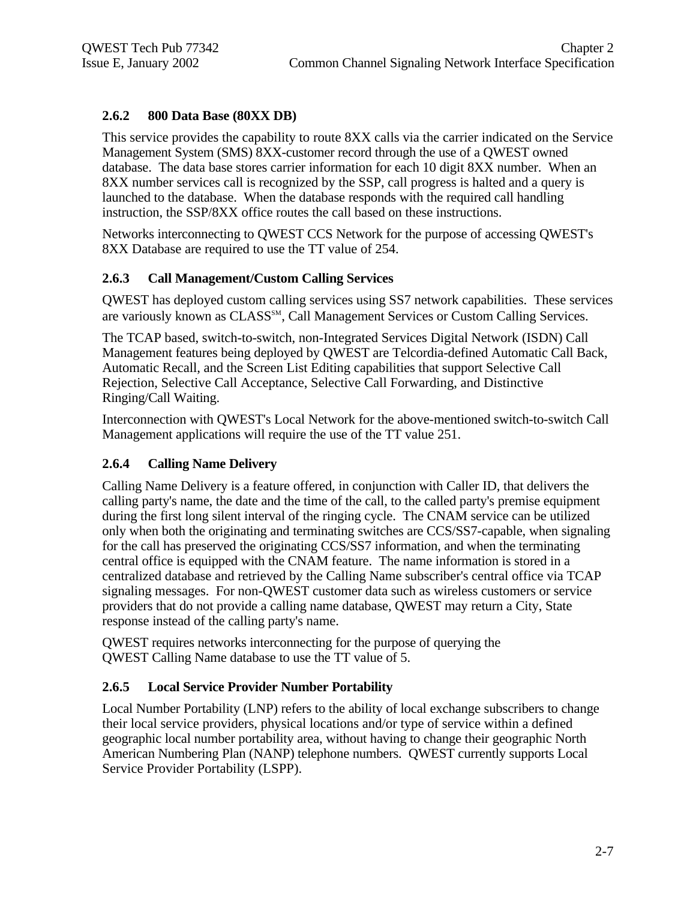### 2.6.2 800 Data Base (80XX DB)

This service provides the capability to route 8XX calls via the carrier indicated on the Service Management System (SMS) 8XX-customer record through the use of a QWEST owned database. The data base stores carrier information for each 10 digit 8XX number. When an 8XX number services call is recognized by the SSP, call progress is halted and a query is launched to the database. When the database responds with the required call handling instruction, the SSP/8XX office routes the call based on these instructions.

Networks interconnecting to QWEST CCS Network for the purpose of accessing QWEST's 8XX Database are required to use the TT value of 254.

### 2.6.3 Call Management/Custom Calling Services

QWEST has deployed custom calling services using SS7 network capabilities. These services are variously known as CLASS℠, Call Management Services or Custom Calling Services.

The TCAP based, switch-to-switch, non-Integrated Services Digital Network (ISDN) Call Management features being deployed by QWEST are Telcordia-defined Automatic Call Back, Automatic Recall, and the Screen List Editing capabilities that support Selective Call Rejection, Selective Call Acceptance, Selective Call Forwarding, and Distinctive Ringing/Call Waiting.

Interconnection with QWEST's Local Network for the above-mentioned switch-to-switch Call Management applications will require the use of the TT value 251.

### 2.6.4 Calling Name Delivery

Calling Name Delivery is a feature offered, in conjunction with Caller ID, that delivers the calling party's name, the date and the time of the call, to the called party's premise equipment during the first long silent interval of the ringing cycle. The CNAM service can be utilized only when both the originating and terminating switches are CCS/SS7-capable, when signaling for the call has preserved the originating CCS/SS7 information, and when the terminating central office is equipped with the CNAM feature. The name information is stored in a centralized database and retrieved by the Calling Name subscriber's central office via TCAP signaling messages. For non-QWEST customer data such as wireless customers or service providers that do not provide a calling name database, QWEST may return a City, State response instead of the calling party's name.

QWEST requires networks interconnecting for the purpose of querying the QWEST Calling Name database to use the TT value of 5.

### 2.6.5 Local Service Provider Number Portability

Local Number Portability (LNP) refers to the ability of local exchange subscribers to change their local service providers, physical locations and/or type of service within a defined geographic local number portability area, without having to change their geographic North American Numbering Plan (NANP) telephone numbers. QWEST currently supports Local Service Provider Portability (LSPP).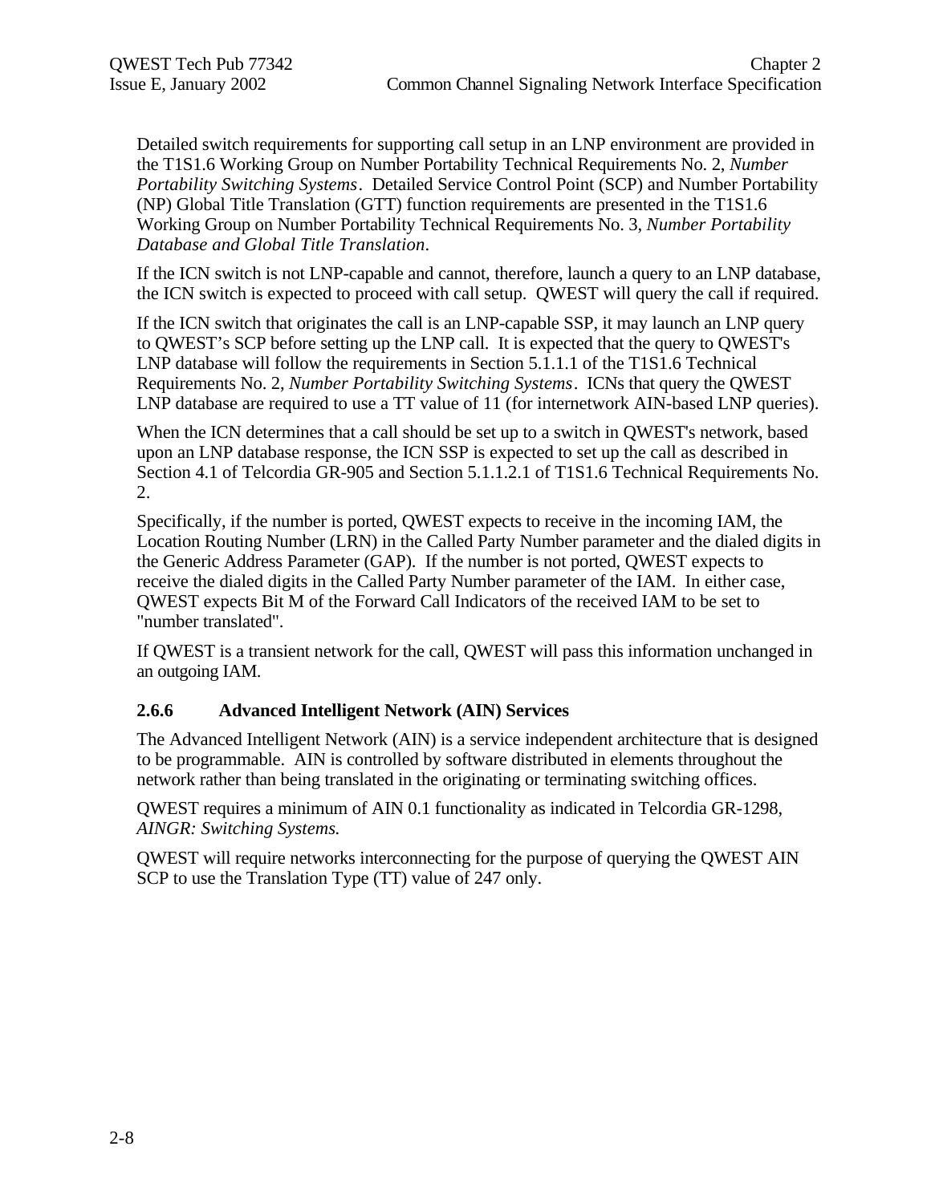Detailed switch requirements for supporting call setup in an LNP environment are provided in the T1S1.6 Working Group on Number Portability Technical Requirements No. 2, *Number Portability Switching Systems*. Detailed Service Control Point (SCP) and Number Portability (NP) Global Title Translation (GTT) function requirements are presented in the T1S1.6 Working Group on Number Portability Technical Requirements No. 3, *Number Portability Database and Global Title Translation*.

If the ICN switch is not LNP-capable and cannot, therefore, launch a query to an LNP database, the ICN switch is expected to proceed with call setup. QWEST will query the call if required.

If the ICN switch that originates the call is an LNP-capable SSP, it may launch an LNP query to QWEST's SCP before setting up the LNP call. It is expected that the query to QWEST's LNP database will follow the requirements in Section 5.1.1.1 of the T1S1.6 Technical Requirements No. 2, *Number Portability Switching Systems*. ICNs that query the QWEST LNP database are required to use a TT value of 11 (for internetwork AIN-based LNP queries).

When the ICN determines that a call should be set up to a switch in QWEST's network, based upon an LNP database response, the ICN SSP is expected to set up the call as described in Section 4.1 of Telcordia GR-905 and Section 5.1.1.2.1 of T1S1.6 Technical Requirements No. 2.

Specifically, if the number is ported, QWEST expects to receive in the incoming IAM, the Location Routing Number (LRN) in the Called Party Number parameter and the dialed digits in the Generic Address Parameter (GAP). If the number is not ported, QWEST expects to receive the dialed digits in the Called Party Number parameter of the IAM. In either case, QWEST expects Bit M of the Forward Call Indicators of the received IAM to be set to "number translated".

If QWEST is a transient network for the call, QWEST will pass this information unchanged in an outgoing IAM.

### 2.6.6 Advanced Intelligent Network (AIN) Services

The Advanced Intelligent Network (AIN) is a service independent architecture that is designed to be programmable. AIN is controlled by software distributed in elements throughout the network rather than being translated in the originating or terminating switching offices.

QWEST requires a minimum of AIN 0.1 functionality as indicated in Telcordia GR-1298, *AINGR: Switching Systems.*

QWEST will require networks interconnecting for the purpose of querying the QWEST AIN SCP to use the Translation Type (TT) value of 247 only.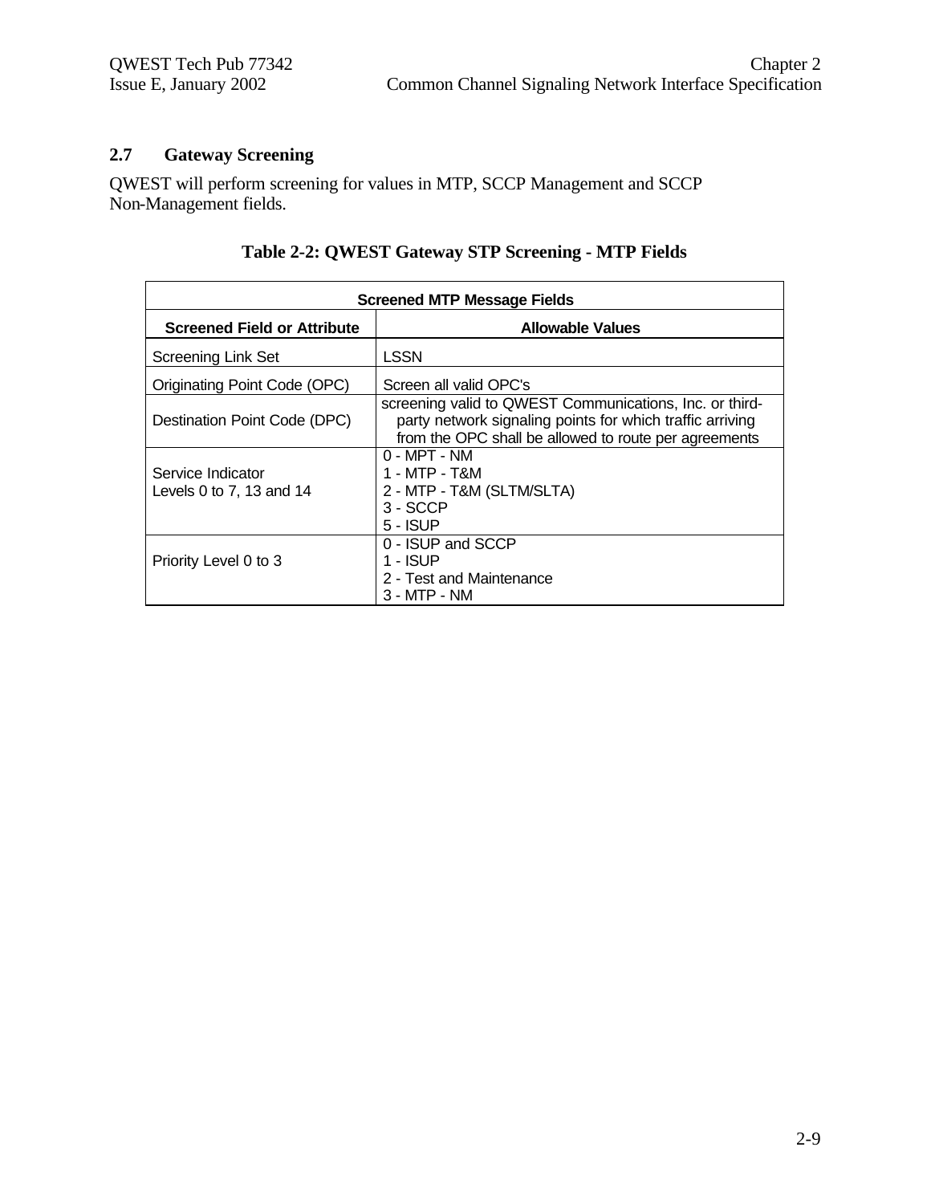## 2.7 Gateway Screening

QWEST will perform screening for values in MTP, SCCP Management and SCCP Non-Management fields.

**Table 2-2: QWEST Gateway STP Screening - MTP Fields**

| Screened MTP Message Fields | |
|---|---|
| **Screened Field or Attribute** | **Allowable Values** |
| Screening Link Set | LSSN |
| Originating Point Code (OPC) | Screen all valid OPC's |
| Destination Point Code (DPC) | screening valid to QWEST Communications, Inc. or third-party network signaling points for which traffic arriving from the OPC shall be allowed to route per agreements |
| Service Indicator<br>Levels 0 to 7, 13 and 14 | 0 - MPT - NM<br>1 - MTP - T&M<br>2 - MTP - T&M (SLTM/SLTA)<br>3 - SCCP<br>5 - ISUP |
| Priority Level 0 to 3 | 0 - ISUP and SCCP<br>1 - ISUP<br>2 - Test and Maintenance<br>3 - MTP - NM |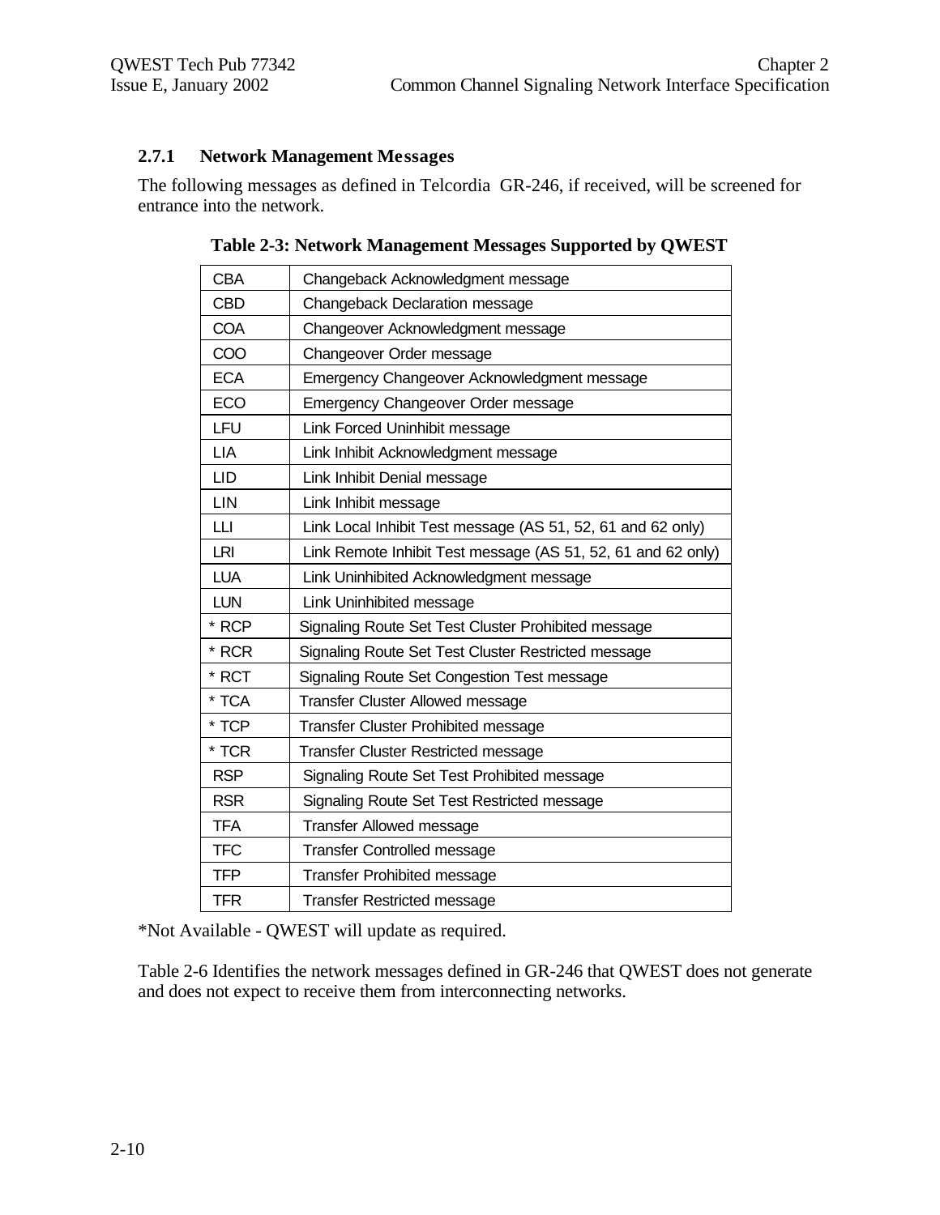### 2.7.1 Network Management Messages

The following messages as defined in Telcordia GR-246, if received, will be screened for entrance into the network.

**Table 2-3: Network Management Messages Supported by QWEST**

| | |
|---|---|
| CBA | Changeback Acknowledgment message |
| CBD | Changeback Declaration message |
| COA | Changeover Acknowledgment message |
| COO | Changeover Order message |
| ECA | Emergency Changeover Acknowledgment message |
| ECO | Emergency Changeover Order message |
| LFU | Link Forced Uninhibit message |
| LIA | Link Inhibit Acknowledgment message |
| LID | Link Inhibit Denial message |
| LIN | Link Inhibit message |
| LLI | Link Local Inhibit Test message (AS 51, 52, 61 and 62 only) |
| LRI | Link Remote Inhibit Test message (AS 51, 52, 61 and 62 only) |
| LUA | Link Uninhibited Acknowledgment message |
| LUN | Link Uninhibited message |
| * RCP | Signaling Route Set Test Cluster Prohibited message |
| * RCR | Signaling Route Set Test Cluster Restricted message |
| * RCT | Signaling Route Set Congestion Test message |
| * TCA | Transfer Cluster Allowed message |
| * TCP | Transfer Cluster Prohibited message |
| * TCR | Transfer Cluster Restricted message |
| RSP | Signaling Route Set Test Prohibited message |
| RSR | Signaling Route Set Test Restricted message |
| TFA | Transfer Allowed message |
| TFC | Transfer Controlled message |
| TFP | Transfer Prohibited message |
| TFR | Transfer Restricted message |

*Not Available - QWEST will update as required.

Table 2-6 Identifies the network messages defined in GR-246 that QWEST does not generate and does not expect to receive them from interconnecting networks.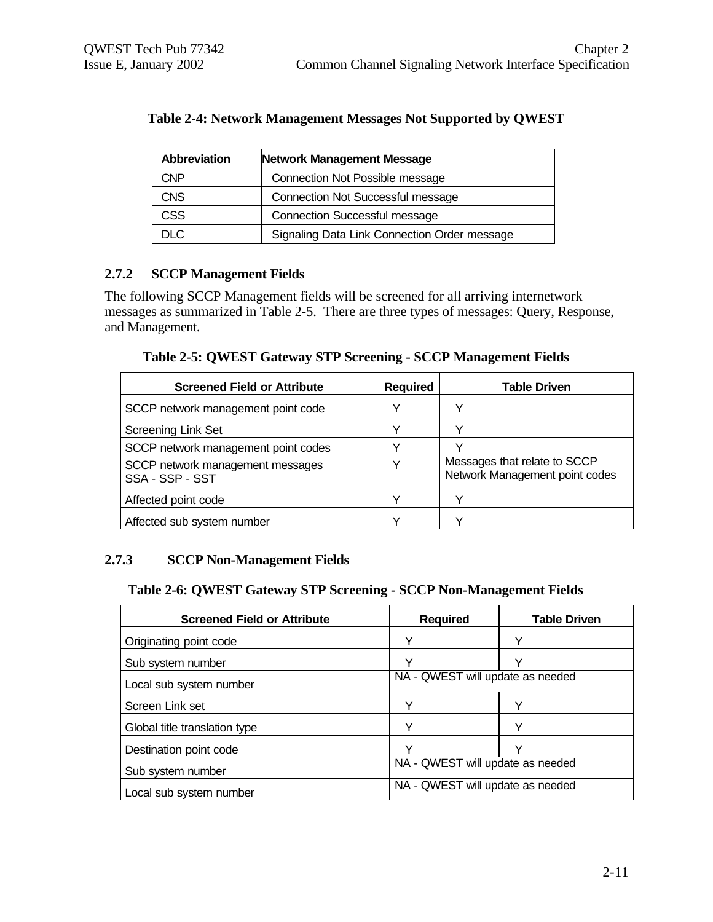**Table 2-4: Network Management Messages Not Supported by QWEST**

| Abbreviation | Network Management Message |
|---|---|
| CNP | Connection Not Possible message |
| CNS | Connection Not Successful message |
| CSS | Connection Successful message |
| DLC | Signaling Data Link Connection Order message |

### 2.7.2 SCCP Management Fields

The following SCCP Management fields will be screened for all arriving internetwork messages as summarized in Table 2-5. There are three types of messages: Query, Response, and Management.

**Table 2-5: QWEST Gateway STP Screening - SCCP Management Fields**

| Screened Field or Attribute | Required | Table Driven |
|---|---|---|
| SCCP network management point code | Y | Y |
| Screening Link Set | Y | Y |
| SCCP network management point codes | Y | Y |
| SCCP network management messages SSA - SSP - SST | Y | Messages that relate to SCCP Network Management point codes |
| Affected point code | Y | Y |
| Affected sub system number | Y | Y |

### 2.7.3 SCCP Non-Management Fields

**Table 2-6: QWEST Gateway STP Screening - SCCP Non-Management Fields**

| Screened Field or Attribute | Required | Table Driven |
|---|---|---|
| Originating point code | Y | Y |
| Sub system number | Y | Y |
| Local sub system number | NA - QWEST will update as needed | |
| Screen Link set | Y | Y |
| Global title translation type | Y | Y |
| Destination point code | Y | Y |
| Sub system number | NA - QWEST will update as needed | |
| Local sub system number | NA - QWEST will update as needed | |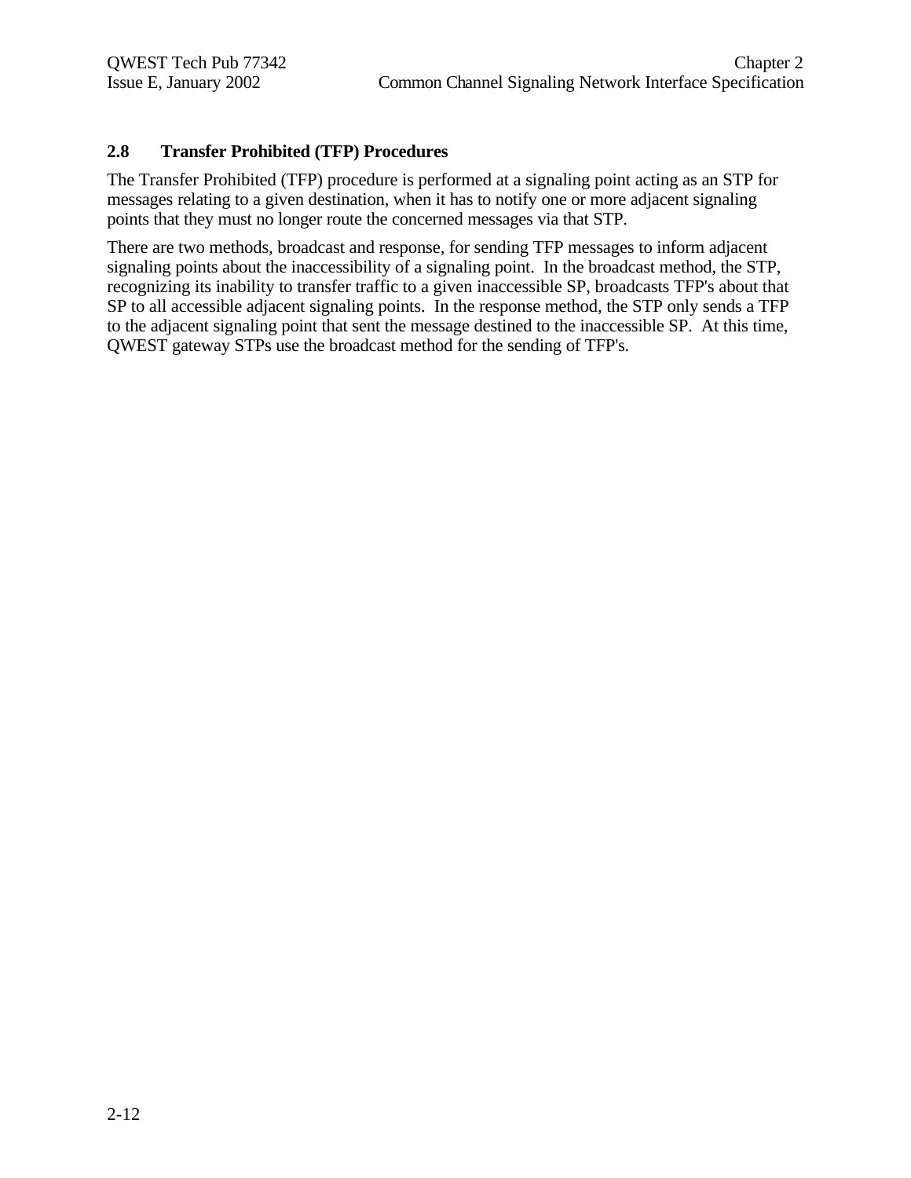## 2.8 Transfer Prohibited (TFP) Procedures

The Transfer Prohibited (TFP) procedure is performed at a signaling point acting as an STP for messages relating to a given destination, when it has to notify one or more adjacent signaling points that they must no longer route the concerned messages via that STP.

There are two methods, broadcast and response, for sending TFP messages to inform adjacent signaling points about the inaccessibility of a signaling point. In the broadcast method, the STP, recognizing its inability to transfer traffic to a given inaccessible SP, broadcasts TFP's about that SP to all accessible adjacent signaling points. In the response method, the STP only sends a TFP to the adjacent signaling point that sent the message destined to the inaccessible SP. At this time, QWEST gateway STPs use the broadcast method for the sending of TFP's.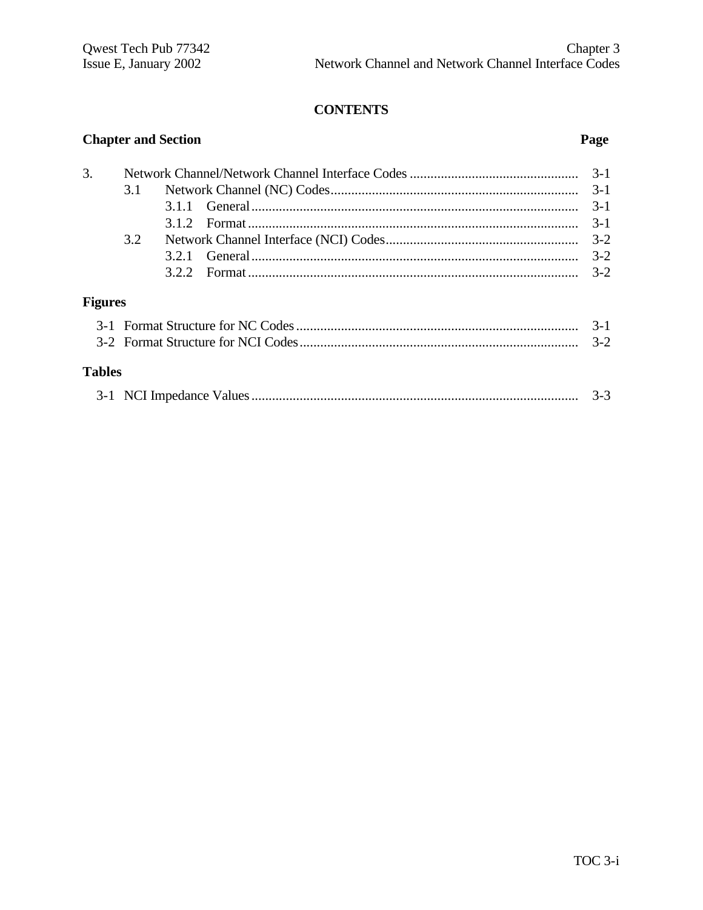# CONTENTS

| Chapter and Section | | | Page |
|---|---|---|---|
| 3. | Network Channel/Network Channel Interface Codes | | 3-1 |
| | 3.1 | Network Channel (NC) Codes | 3-1 |
| | | 3.1.1 General | 3-1 |
| | | 3.1.2 Format | 3-1 |
| | 3.2 | Network Channel Interface (NCI) Codes | 3-2 |
| | | 3.2.1 General | 3-2 |
| | | 3.2.2 Format | 3-2 |

## Figures

| | | |
|---|---|---|
| 3-1 | Format Structure for NC Codes | 3-1 |
| 3-2 | Format Structure for NCI Codes | 3-2 |

## Tables

| | | |
|---|---|---|
| 3-1 | NCI Impedance Values | 3-3 |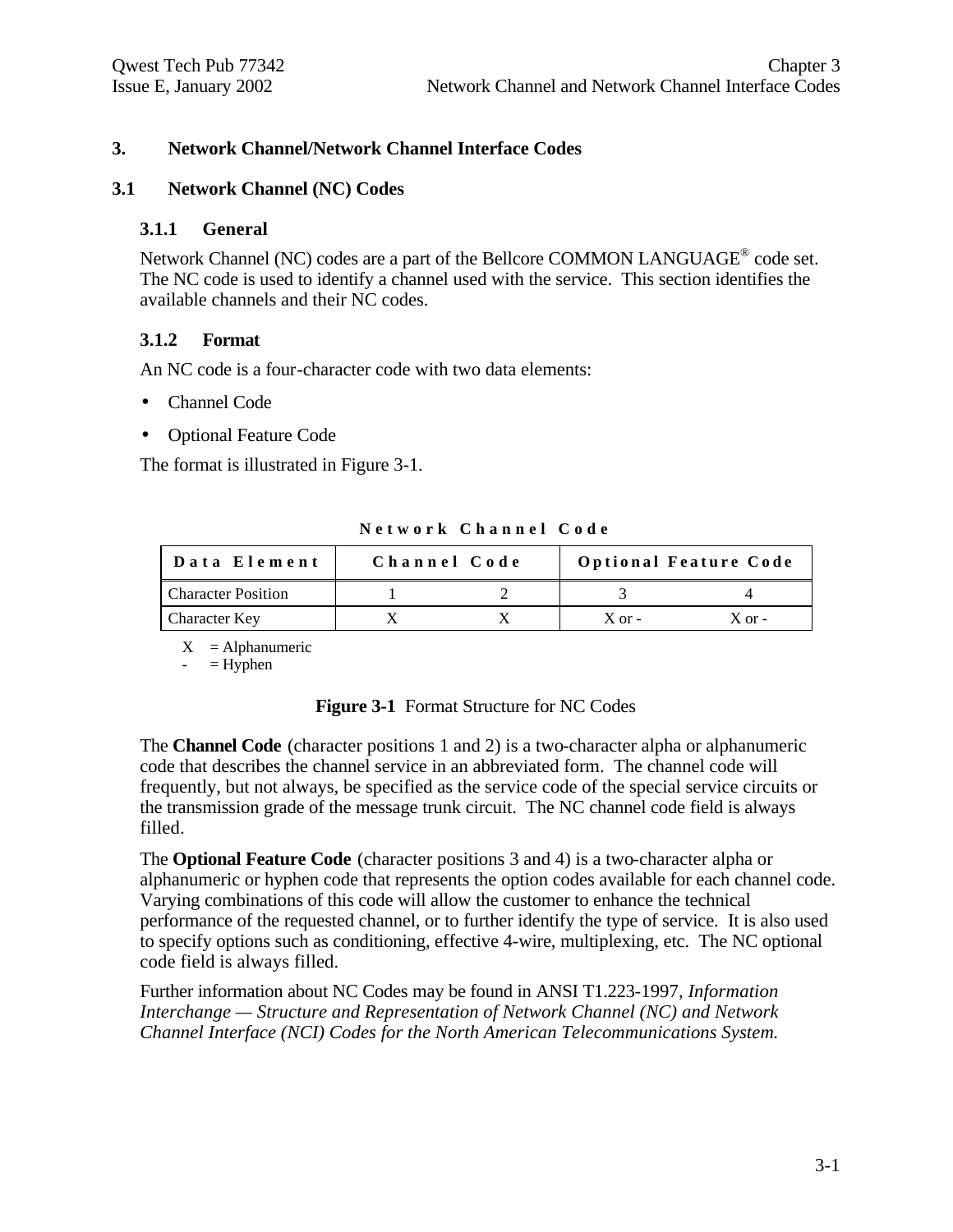# 3. Network Channel/Network Channel Interface Codes

## 3.1 Network Channel (NC) Codes

### 3.1.1 General

Network Channel (NC) codes are a part of the Bellcore COMMON LANGUAGE® code set. The NC code is used to identify a channel used with the service. This section identifies the available channels and their NC codes.

### 3.1.2 Format

An NC code is a four-character code with two data elements:

- Channel Code
- Optional Feature Code

The format is illustrated in Figure 3-1.

**Network Channel Code**

| Data Element | Channel Code | | Optional Feature Code | |
|---|---|---|---|---|
| Character Position | 1 | 2 | 3 | 4 |
| Character Key | X | X | X or - | X or - |

X = Alphanumeric
\- = Hyphen

**Figure 3-1** Format Structure for NC Codes

The **Channel Code** (character positions 1 and 2) is a two-character alpha or alphanumeric code that describes the channel service in an abbreviated form. The channel code will frequently, but not always, be specified as the service code of the special service circuits or the transmission grade of the message trunk circuit. The NC channel code field is always filled.

The **Optional Feature Code** (character positions 3 and 4) is a two-character alpha or alphanumeric or hyphen code that represents the option codes available for each channel code. Varying combinations of this code will allow the customer to enhance the technical performance of the requested channel, or to further identify the type of service. It is also used to specify options such as conditioning, effective 4-wire, multiplexing, etc. The NC optional code field is always filled.

Further information about NC Codes may be found in ANSI T1.223-1997, *Information Interchange — Structure and Representation of Network Channel (NC) and Network Channel Interface (NCI) Codes for the North American Telecommunications System.*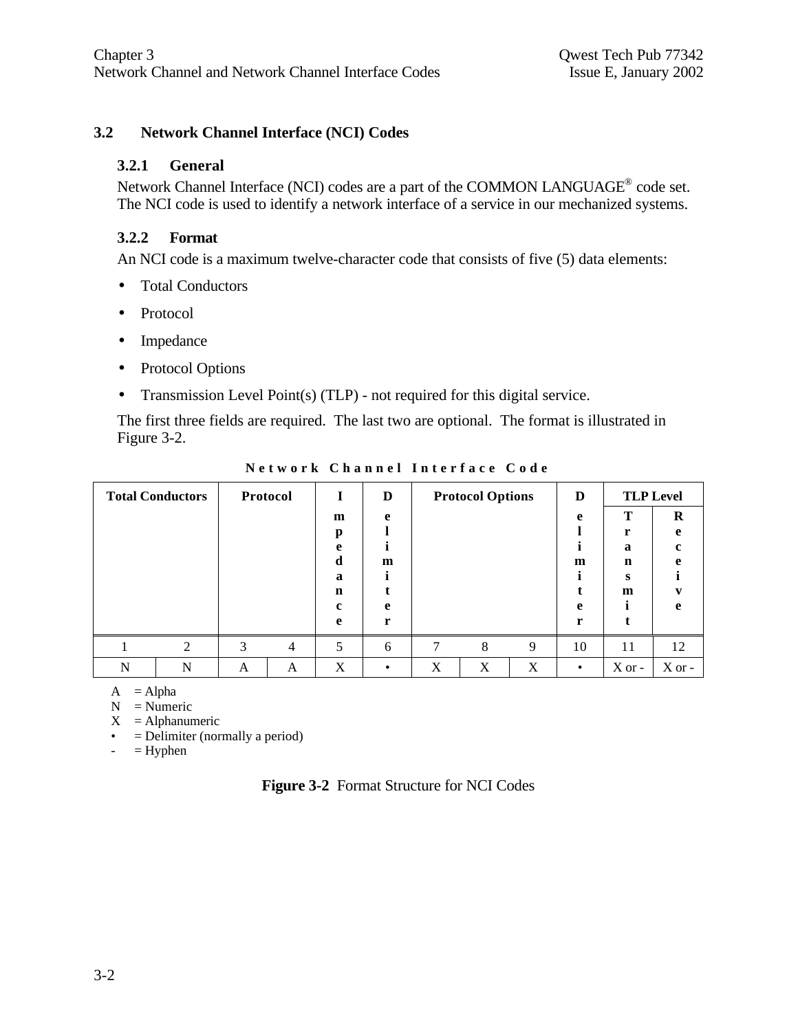## 3.2 Network Channel Interface (NCI) Codes

### 3.2.1 General

Network Channel Interface (NCI) codes are a part of the COMMON LANGUAGE® code set. The NCI code is used to identify a network interface of a service in our mechanized systems.

### 3.2.2 Format

An NCI code is a maximum twelve-character code that consists of five (5) data elements:

- Total Conductors
- Protocol
- Impedance
- Protocol Options
- Transmission Level Point(s) (TLP) - not required for this digital service.

The first three fields are required. The last two are optional. The format is illustrated in Figure 3-2.

**Network Channel Interface Code**

| Total Conductors | | Protocol | | Impedance | Delimiter | Protocol Options | | | Delimiter | TLP Level | |
|---|---|---|---|---|---|---|---|---|---|---|---|
| | | | | | | | | | | Transmit | Receive |
| 1 | 2 | 3 | 4 | 5 | 6 | 7 | 8 | 9 | 10 | 11 | 12 |
| N | N | A | A | X | • | X | X | X | • | X or - | X or - |

A = Alpha
N = Numeric
X = Alphanumeric
• = Delimiter (normally a period)
- = Hyphen

**Figure 3-2** Format Structure for NCI Codes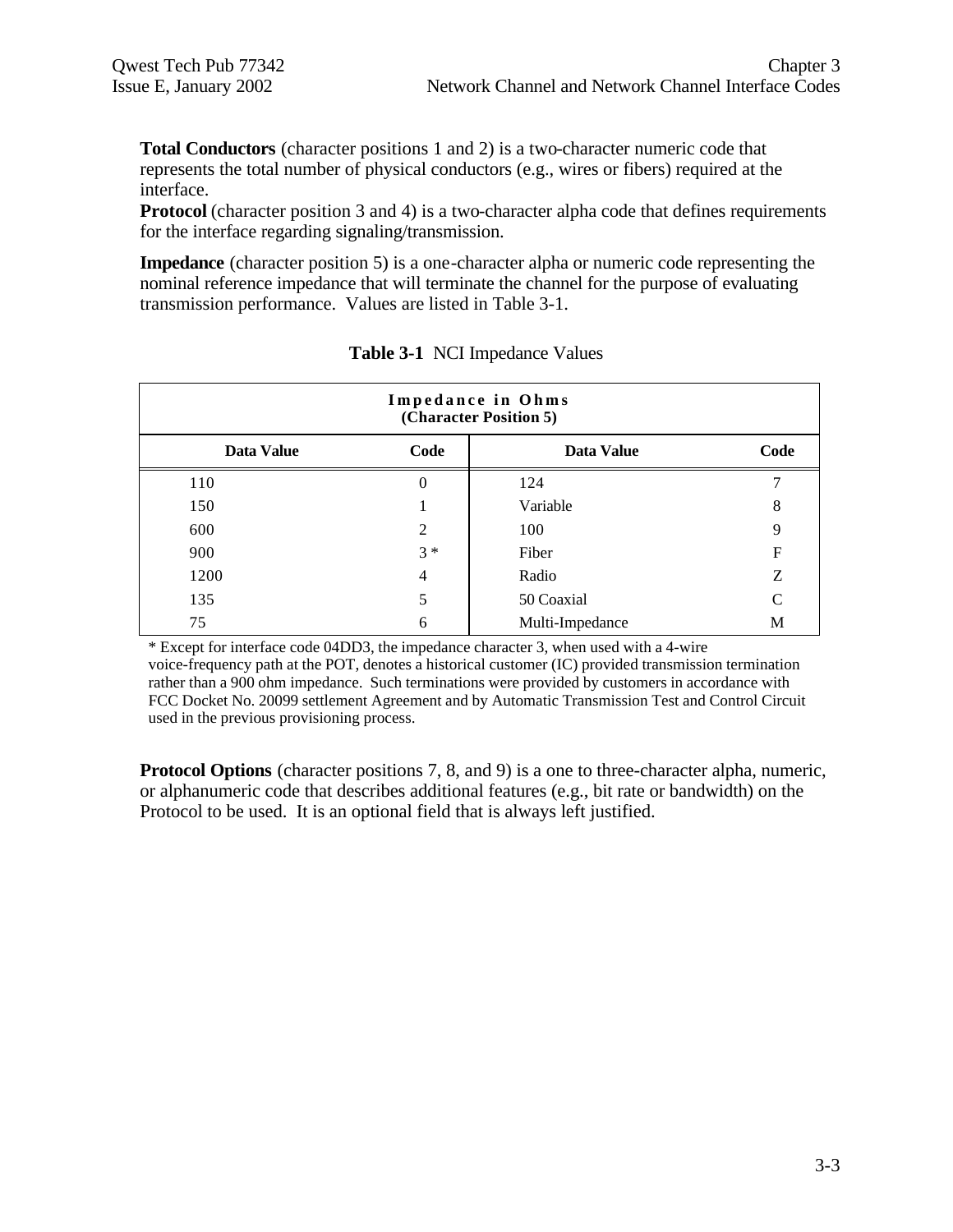**Total Conductors** (character positions 1 and 2) is a two-character numeric code that represents the total number of physical conductors (e.g., wires or fibers) required at the interface.

**Protocol** (character position 3 and 4) is a two-character alpha code that defines requirements for the interface regarding signaling/transmission.

**Impedance** (character position 5) is a one-character alpha or numeric code representing the nominal reference impedance that will terminate the channel for the purpose of evaluating transmission performance. Values are listed in Table 3-1.

**Table 3-1** NCI Impedance Values

| Impedance in Ohms (Character Position 5) | | | |
|---|---|---|---|
| **Data Value** | **Code** | **Data Value** | **Code** |
| 110 | 0 | 124 | 7 |
| 150 | 1 | Variable | 8 |
| 600 | 2 | 100 | 9 |
| 900 | 3 * | Fiber | F |
| 1200 | 4 | Radio | Z |
| 135 | 5 | 50 Coaxial | C |
| 75 | 6 | Multi-Impedance | M |

* Except for interface code 04DD3, the impedance character 3, when used with a 4-wire voice-frequency path at the POT, denotes a historical customer (IC) provided transmission termination rather than a 900 ohm impedance. Such terminations were provided by customers in accordance with FCC Docket No. 20099 settlement Agreement and by Automatic Transmission Test and Control Circuit used in the previous provisioning process.

**Protocol Options** (character positions 7, 8, and 9) is a one to three-character alpha, numeric, or alphanumeric code that describes additional features (e.g., bit rate or bandwidth) on the Protocol to be used. It is an optional field that is always left justified.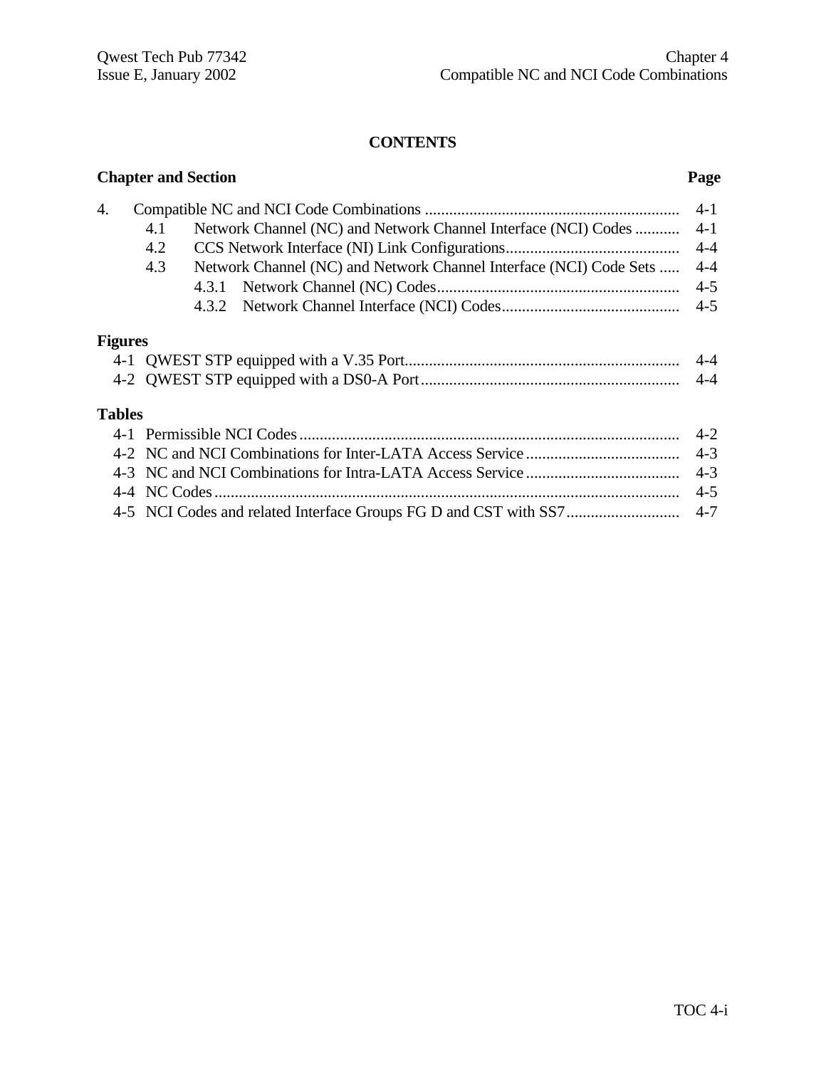# CONTENTS

| Chapter and Section | | | Page |
|---|---|---|---|
| 4. | Compatible NC and NCI Code Combinations | | 4-1 |
| | 4.1 | Network Channel (NC) and Network Channel Interface (NCI) Codes | 4-1 |
| | 4.2 | CCS Network Interface (NI) Link Configurations | 4-4 |
| | 4.3 | Network Channel (NC) and Network Channel Interface (NCI) Code Sets | 4-4 |
| | | 4.3.1 Network Channel (NC) Codes | 4-5 |
| | | 4.3.2 Network Channel Interface (NCI) Codes | 4-5 |

**Figures**

| | | |
|---|---|---|
| 4-1 | QWEST STP equipped with a V.35 Port | 4-4 |
| 4-2 | QWEST STP equipped with a DS0-A Port | 4-4 |

**Tables**

| | | |
|---|---|---|
| 4-1 | Permissible NCI Codes | 4-2 |
| 4-2 | NC and NCI Combinations for Inter-LATA Access Service | 4-3 |
| 4-3 | NC and NCI Combinations for Intra-LATA Access Service | 4-3 |
| 4-4 | NC Codes | 4-5 |
| 4-5 | NCI Codes and related Interface Groups FG D and CST with SS7 | 4-7 |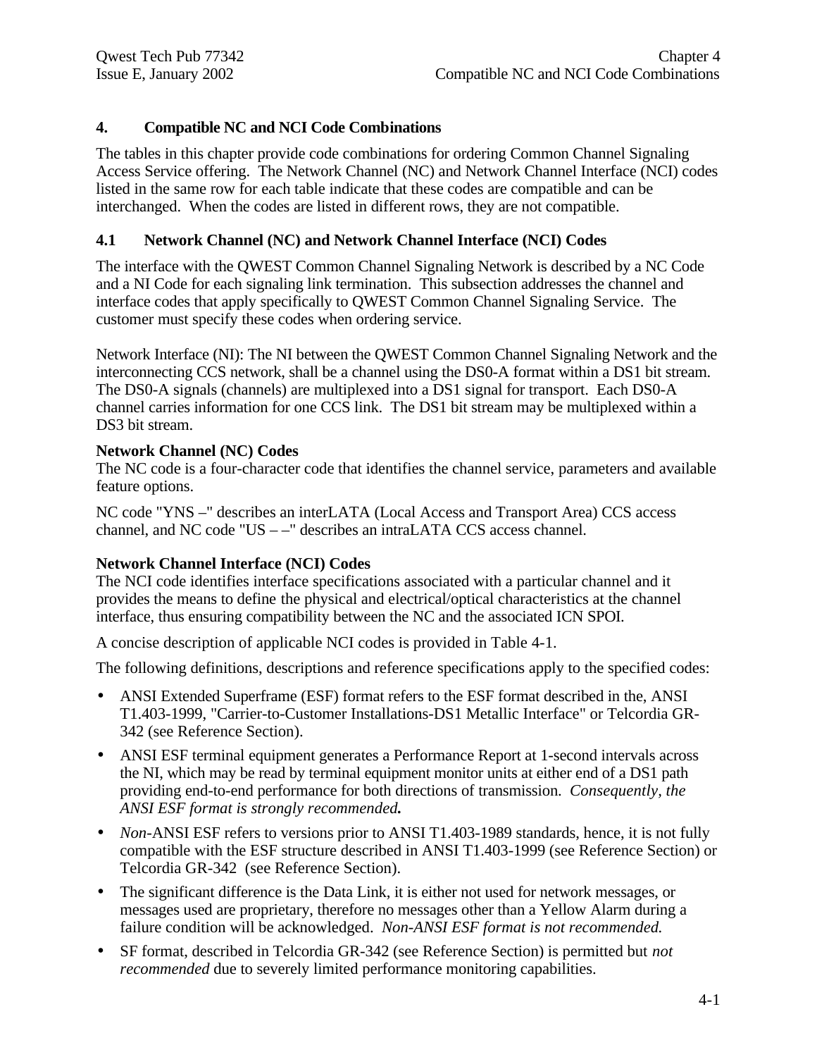## 4. Compatible NC and NCI Code Combinations

The tables in this chapter provide code combinations for ordering Common Channel Signaling Access Service offering. The Network Channel (NC) and Network Channel Interface (NCI) codes listed in the same row for each table indicate that these codes are compatible and can be interchanged. When the codes are listed in different rows, they are not compatible.

### 4.1 Network Channel (NC) and Network Channel Interface (NCI) Codes

The interface with the QWEST Common Channel Signaling Network is described by a NC Code and a NI Code for each signaling link termination. This subsection addresses the channel and interface codes that apply specifically to QWEST Common Channel Signaling Service. The customer must specify these codes when ordering service.

Network Interface (NI): The NI between the QWEST Common Channel Signaling Network and the interconnecting CCS network, shall be a channel using the DS0-A format within a DS1 bit stream. The DS0-A signals (channels) are multiplexed into a DS1 signal for transport. Each DS0-A channel carries information for one CCS link. The DS1 bit stream may be multiplexed within a DS3 bit stream.

**Network Channel (NC) Codes**
The NC code is a four-character code that identifies the channel service, parameters and available feature options.

NC code "YNS –" describes an interLATA (Local Access and Transport Area) CCS access channel, and NC code "US – –" describes an intraLATA CCS access channel.

**Network Channel Interface (NCI) Codes**
The NCI code identifies interface specifications associated with a particular channel and it provides the means to define the physical and electrical/optical characteristics at the channel interface, thus ensuring compatibility between the NC and the associated ICN SPOI.

A concise description of applicable NCI codes is provided in Table 4-1.

The following definitions, descriptions and reference specifications apply to the specified codes:

- ANSI Extended Superframe (ESF) format refers to the ESF format described in the, ANSI T1.403-1999, "Carrier-to-Customer Installations-DS1 Metallic Interface" or Telcordia GR-342 (see Reference Section).
- ANSI ESF terminal equipment generates a Performance Report at 1-second intervals across the NI, which may be read by terminal equipment monitor units at either end of a DS1 path providing end-to-end performance for both directions of transmission. *Consequently, the ANSI ESF format is strongly recommended.*
- *Non*-ANSI ESF refers to versions prior to ANSI T1.403-1989 standards, hence, it is not fully compatible with the ESF structure described in ANSI T1.403-1999 (see Reference Section) or Telcordia GR-342 (see Reference Section).
- The significant difference is the Data Link, it is either not used for network messages, or messages used are proprietary, therefore no messages other than a Yellow Alarm during a failure condition will be acknowledged. *Non-ANSI ESF format is not recommended.*
- SF format, described in Telcordia GR-342 (see Reference Section) is permitted but *not recommended* due to severely limited performance monitoring capabilities.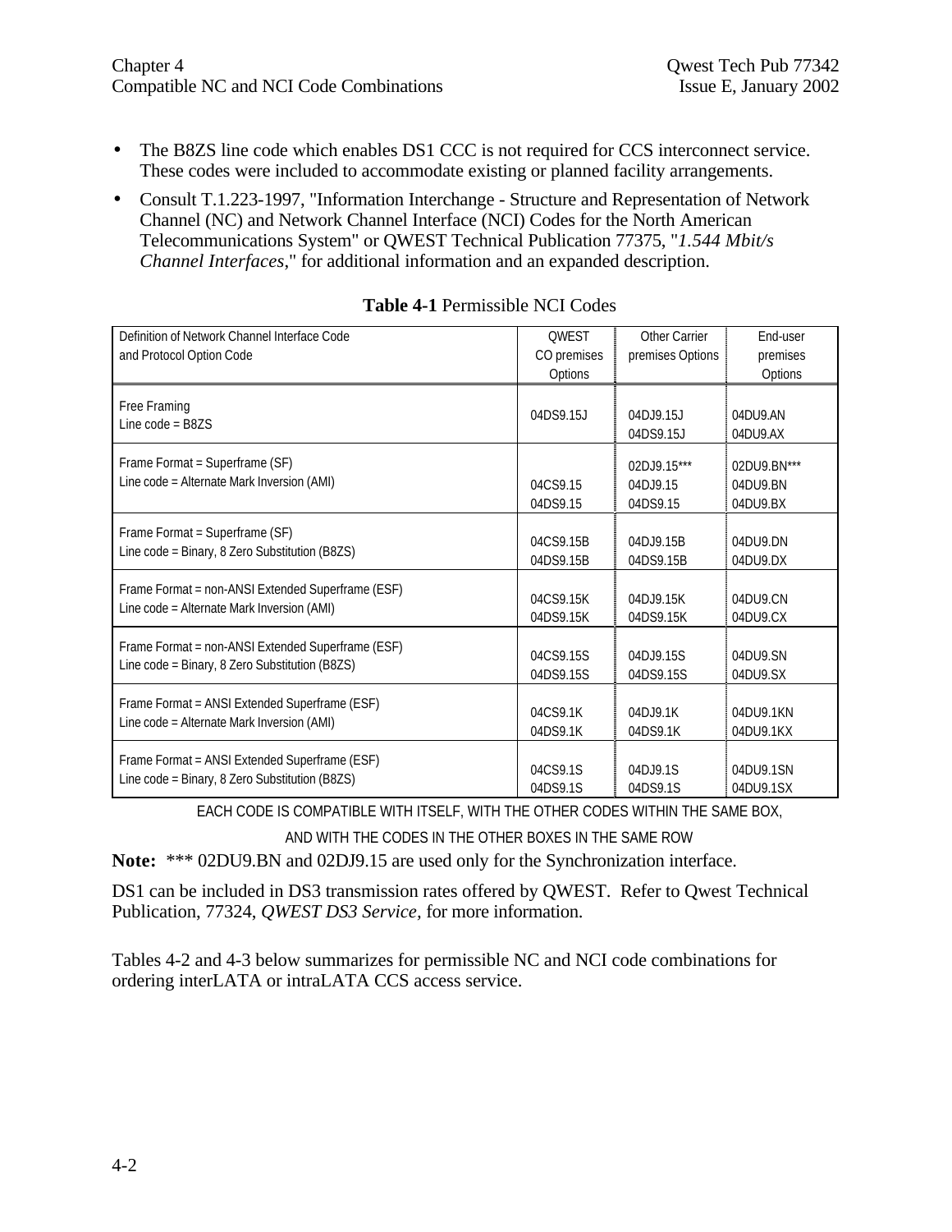- The B8ZS line code which enables DS1 CCC is not required for CCS interconnect service. These codes were included to accommodate existing or planned facility arrangements.
- Consult T.1.223-1997, "Information Interchange - Structure and Representation of Network Channel (NC) and Network Channel Interface (NCI) Codes for the North American Telecommunications System" or QWEST Technical Publication 77375, "*1.544 Mbit/s Channel Interfaces*," for additional information and an expanded description.

**Table 4-1** Permissible NCI Codes

| Definition of Network Channel Interface Code and Protocol Option Code | QWEST CO premises Options | Other Carrier premises Options | End-user premises Options |
|---|---|---|---|
| Free Framing<br>Line code = B8ZS | 04DS9.15J | 04DJ9.15J<br>04DS9.15J | 04DU9.AN<br>04DU9.AX |
| Frame Format = Superframe (SF)<br>Line code = Alternate Mark Inversion (AMI) | 04CS9.15<br>04DS9.15 | 02DJ9.15***<br>04DJ9.15<br>04DS9.15 | 02DU9.BN***<br>04DU9.BN<br>04DU9.BX |
| Frame Format = Superframe (SF)<br>Line code = Binary, 8 Zero Substitution (B8ZS) | 04CS9.15B<br>04DS9.15B | 04DJ9.15B<br>04DS9.15B | 04DU9.DN<br>04DU9.DX |
| Frame Format = non-ANSI Extended Superframe (ESF)<br>Line code = Alternate Mark Inversion (AMI) | 04CS9.15K<br>04DS9.15K | 04DJ9.15K<br>04DS9.15K | 04DU9.CN<br>04DU9.CX |
| Frame Format = non-ANSI Extended Superframe (ESF)<br>Line code = Binary, 8 Zero Substitution (B8ZS) | 04CS9.15S<br>04DS9.15S | 04DJ9.15S<br>04DS9.15S | 04DU9.SN<br>04DU9.SX |
| Frame Format = ANSI Extended Superframe (ESF)<br>Line code = Alternate Mark Inversion (AMI) | 04CS9.1K<br>04DS9.1K | 04DJ9.1K<br>04DS9.1K | 04DU9.1KN<br>04DU9.1KX |
| Frame Format = ANSI Extended Superframe (ESF)<br>Line code = Binary, 8 Zero Substitution (B8ZS) | 04CS9.1S<br>04DS9.1S | 04DJ9.1S<br>04DS9.1S | 04DU9.1SN<br>04DU9.1SX |

EACH CODE IS COMPATIBLE WITH ITSELF, WITH THE OTHER CODES WITHIN THE SAME BOX, AND WITH THE CODES IN THE OTHER BOXES IN THE SAME ROW

**Note:** *** 02DU9.BN and 02DJ9.15 are used only for the Synchronization interface.

DS1 can be included in DS3 transmission rates offered by QWEST. Refer to Qwest Technical Publication, 77324, *QWEST DS3 Service*, for more information.

Tables 4-2 and 4-3 below summarizes for permissible NC and NCI code combinations for ordering interLATA or intraLATA CCS access service.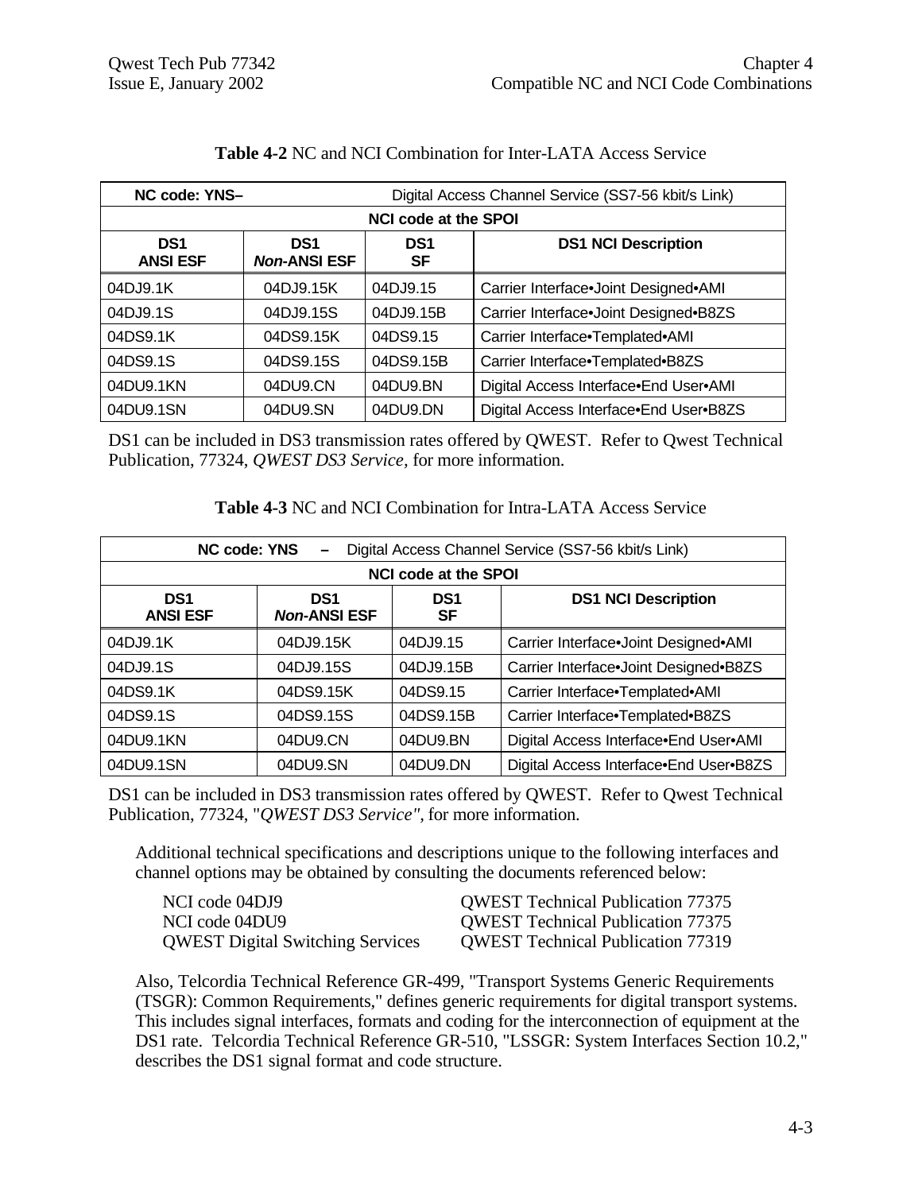**Table 4-2** NC and NCI Combination for Inter-LATA Access Service

| NC code: YNS– | Digital Access Channel Service (SS7-56 kbit/s Link) | | |
|---|---|---|---|
| **NCI code at the SPOI** | | | |
| **DS1 ANSI ESF** | **DS1 *Non*-ANSI ESF** | **DS1 SF** | **DS1 NCI Description** |
| 04DJ9.1K | 04DJ9.15K | 04DJ9.15 | Carrier Interface•Joint Designed•AMI |
| 04DJ9.1S | 04DJ9.15S | 04DJ9.15B | Carrier Interface•Joint Designed•B8ZS |
| 04DS9.1K | 04DS9.15K | 04DS9.15 | Carrier Interface•Templated•AMI |
| 04DS9.1S | 04DS9.15S | 04DS9.15B | Carrier Interface•Templated•B8ZS |
| 04DU9.1KN | 04DU9.CN | 04DU9.BN | Digital Access Interface•End User•AMI |
| 04DU9.1SN | 04DU9.SN | 04DU9.DN | Digital Access Interface•End User•B8ZS |

DS1 can be included in DS3 transmission rates offered by QWEST. Refer to Qwest Technical Publication, 77324, *QWEST DS3 Service*, for more information.

**Table 4-3** NC and NCI Combination for Intra-LATA Access Service

| NC code: YNS – Digital Access Channel Service (SS7-56 kbit/s Link) | | | |
|---|---|---|---|
| **NCI code at the SPOI** | | | |
| **DS1 ANSI ESF** | **DS1 *Non*-ANSI ESF** | **DS1 SF** | **DS1 NCI Description** |
| 04DJ9.1K | 04DJ9.15K | 04DJ9.15 | Carrier Interface•Joint Designed•AMI |
| 04DJ9.1S | 04DJ9.15S | 04DJ9.15B | Carrier Interface•Joint Designed•B8ZS |
| 04DS9.1K | 04DS9.15K | 04DS9.15 | Carrier Interface•Templated•AMI |
| 04DS9.1S | 04DS9.15S | 04DS9.15B | Carrier Interface•Templated•B8ZS |
| 04DU9.1KN | 04DU9.CN | 04DU9.BN | Digital Access Interface•End User•AMI |
| 04DU9.1SN | 04DU9.SN | 04DU9.DN | Digital Access Interface•End User•B8ZS |

DS1 can be included in DS3 transmission rates offered by QWEST. Refer to Qwest Technical Publication, 77324, "*QWEST DS3 Service"*, for more information.

Additional technical specifications and descriptions unique to the following interfaces and channel options may be obtained by consulting the documents referenced below:

| | |
|---|---|
| NCI code 04DJ9 | QWEST Technical Publication 77375 |
| NCI code 04DU9 | QWEST Technical Publication 77375 |
| QWEST Digital Switching Services | QWEST Technical Publication 77319 |

Also, Telcordia Technical Reference GR-499, "Transport Systems Generic Requirements (TSGR): Common Requirements," defines generic requirements for digital transport systems. This includes signal interfaces, formats and coding for the interconnection of equipment at the DS1 rate. Telcordia Technical Reference GR-510, "LSSGR: System Interfaces Section 10.2," describes the DS1 signal format and code structure.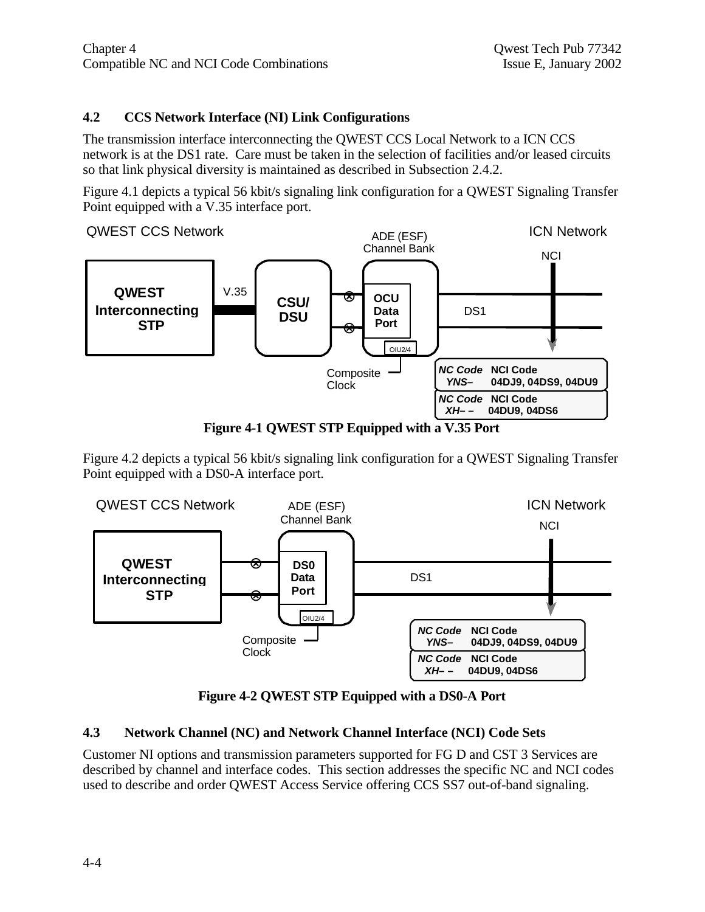## 4.2 CCS Network Interface (NI) Link Configurations

The transmission interface interconnecting the QWEST CCS Local Network to a ICN CCS network is at the DS1 rate. Care must be taken in the selection of facilities and/or leased circuits so that link physical diversity is maintained as described in Subsection 2.4.2.

Figure 4.1 depicts a typical 56 kbit/s signaling link configuration for a QWEST Signaling Transfer Point equipped with a V.35 interface port.

QWEST CCS Network | ADE (ESF) Channel Bank | ICN Network

QWEST Interconnecting STP — V.35 — CSU/DSU — OCU Data Port (OIU2/4) — DS1 — NCI

Composite Clock

| NC Code | NCI Code |
|---|---|
| YNS– | 04DJ9, 04DS9, 04DU9 |
| XH– – | 04DU9, 04DS6 |

**Figure 4-1 QWEST STP Equipped with a V.35 Port**

Figure 4.2 depicts a typical 56 kbit/s signaling link configuration for a QWEST Signaling Transfer Point equipped with a DS0-A interface port.

QWEST CCS Network | ADE (ESF) Channel Bank | ICN Network

QWEST Interconnecting STP — DS0 Data Port (OIU2/4) — DS1 — NCI

Composite Clock

| NC Code | NCI Code |
|---|---|
| YNS– | 04DJ9, 04DS9, 04DU9 |
| XH– – | 04DU9, 04DS6 |

**Figure 4-2 QWEST STP Equipped with a DS0-A Port**

## 4.3 Network Channel (NC) and Network Channel Interface (NCI) Code Sets

Customer NI options and transmission parameters supported for FG D and CST 3 Services are described by channel and interface codes. This section addresses the specific NC and NCI codes used to describe and order QWEST Access Service offering CCS SS7 out-of-band signaling.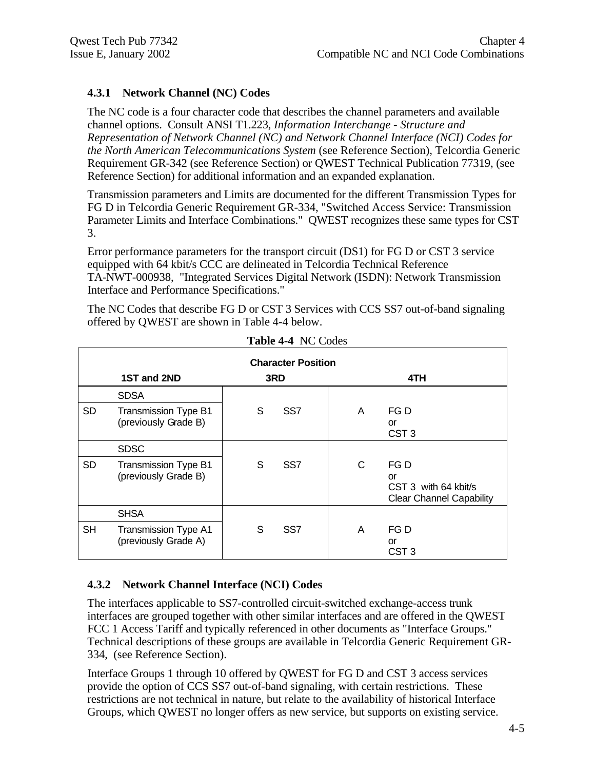### 4.3.1 Network Channel (NC) Codes

The NC code is a four character code that describes the channel parameters and available channel options. Consult ANSI T1.223, *Information Interchange - Structure and Representation of Network Channel (NC) and Network Channel Interface (NCI) Codes for the North American Telecommunications System* (see Reference Section), Telcordia Generic Requirement GR-342 (see Reference Section) or QWEST Technical Publication 77319, (see Reference Section) for additional information and an expanded explanation.

Transmission parameters and Limits are documented for the different Transmission Types for FG D in Telcordia Generic Requirement GR-334, "Switched Access Service: Transmission Parameter Limits and Interface Combinations." QWEST recognizes these same types for CST 3.

Error performance parameters for the transport circuit (DS1) for FG D or CST 3 service equipped with 64 kbit/s CCC are delineated in Telcordia Technical Reference TA-NWT-000938, "Integrated Services Digital Network (ISDN): Network Transmission Interface and Performance Specifications."

The NC Codes that describe FG D or CST 3 Services with CCS SS7 out-of-band signaling offered by QWEST are shown in Table 4-4 below.

**Table 4-4** NC Codes

| Character Position | | | | | |
|---|---|---|---|---|---|
| 1ST and 2ND | | 3RD | | 4TH | |
| | SDSA | | | | |
| SD | Transmission Type B1 (previously Grade B) | S | SS7 | A | FG D or CST 3 |
| | SDSC | | | | |
| SD | Transmission Type B1 (previously Grade B) | S | SS7 | C | FG D or CST 3 with 64 kbit/s Clear Channel Capability |
| | SHSA | | | | |
| SH | Transmission Type A1 (previously Grade A) | S | SS7 | A | FG D or CST 3 |

### 4.3.2 Network Channel Interface (NCI) Codes

The interfaces applicable to SS7-controlled circuit-switched exchange-access trunk interfaces are grouped together with other similar interfaces and are offered in the QWEST FCC 1 Access Tariff and typically referenced in other documents as "Interface Groups." Technical descriptions of these groups are available in Telcordia Generic Requirement GR-334, (see Reference Section).

Interface Groups 1 through 10 offered by QWEST for FG D and CST 3 access services provide the option of CCS SS7 out-of-band signaling, with certain restrictions. These restrictions are not technical in nature, but relate to the availability of historical Interface Groups, which QWEST no longer offers as new service, but supports on existing service.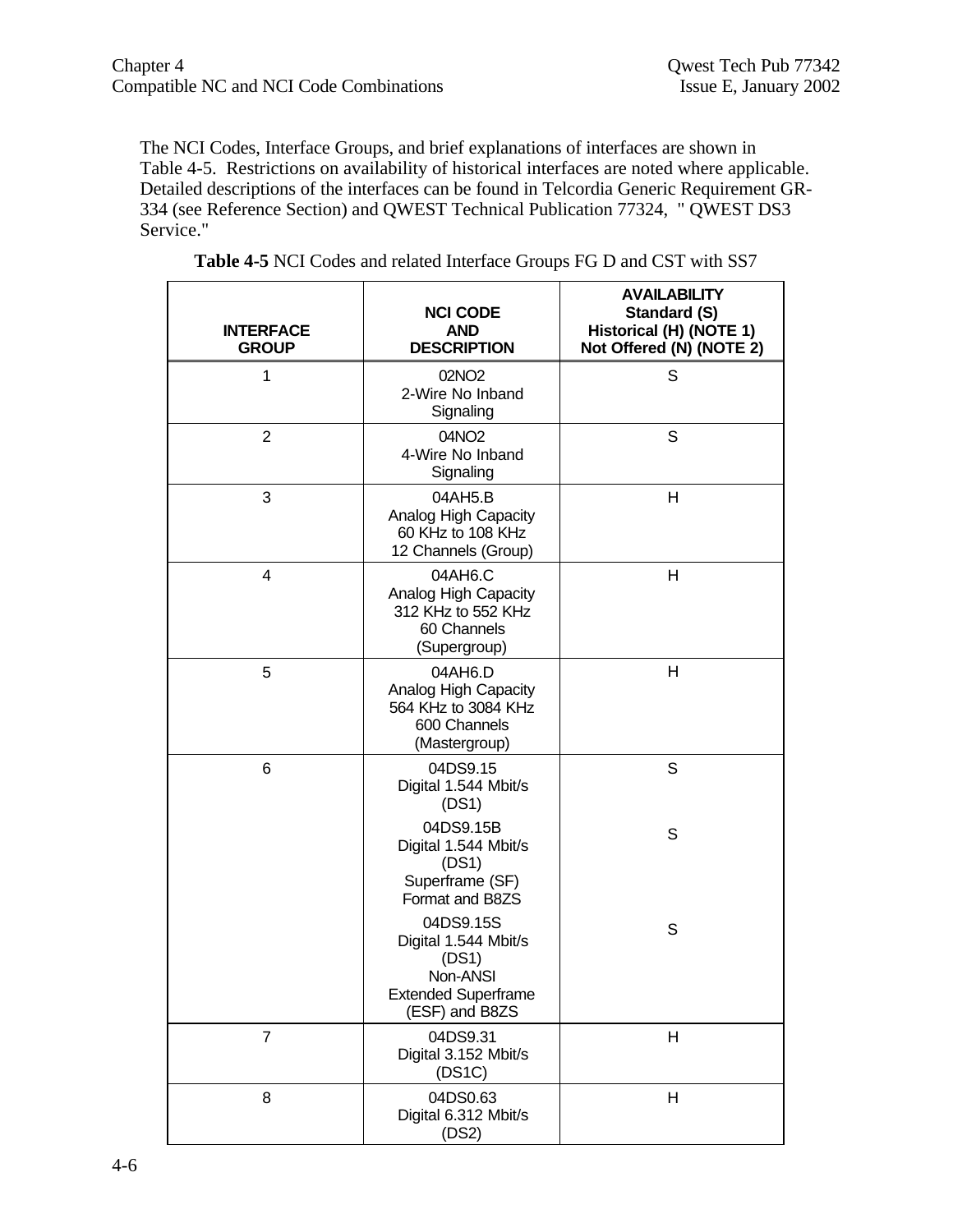The NCI Codes, Interface Groups, and brief explanations of interfaces are shown in Table 4-5. Restrictions on availability of historical interfaces are noted where applicable. Detailed descriptions of the interfaces can be found in Telcordia Generic Requirement GR-334 (see Reference Section) and QWEST Technical Publication 77324, " QWEST DS3 Service."

**Table 4-5** NCI Codes and related Interface Groups FG D and CST with SS7

| INTERFACE GROUP | NCI CODE AND DESCRIPTION | AVAILABILITY Standard (S) Historical (H) (NOTE 1) Not Offered (N) (NOTE 2) |
|---|---|---|
| 1 | 02NO2<br>2-Wire No Inband Signaling | S |
| 2 | 04NO2<br>4-Wire No Inband Signaling | S |
| 3 | 04AH5.B<br>Analog High Capacity<br>60 KHz to 108 KHz<br>12 Channels (Group) | H |
| 4 | 04AH6.C<br>Analog High Capacity<br>312 KHz to 552 KHz<br>60 Channels<br>(Supergroup) | H |
| 5 | 04AH6.D<br>Analog High Capacity<br>564 KHz to 3084 KHz<br>600 Channels<br>(Mastergroup) | H |
| 6 | 04DS9.15<br>Digital 1.544 Mbit/s<br>(DS1) | S |
| | 04DS9.15B<br>Digital 1.544 Mbit/s<br>(DS1)<br>Superframe (SF)<br>Format and B8ZS | S |
| | 04DS9.15S<br>Digital 1.544 Mbit/s<br>(DS1)<br>Non-ANSI<br>Extended Superframe<br>(ESF) and B8ZS | S |
| 7 | 04DS9.31<br>Digital 3.152 Mbit/s<br>(DS1C) | H |
| 8 | 04DS0.63<br>Digital 6.312 Mbit/s<br>(DS2) | H |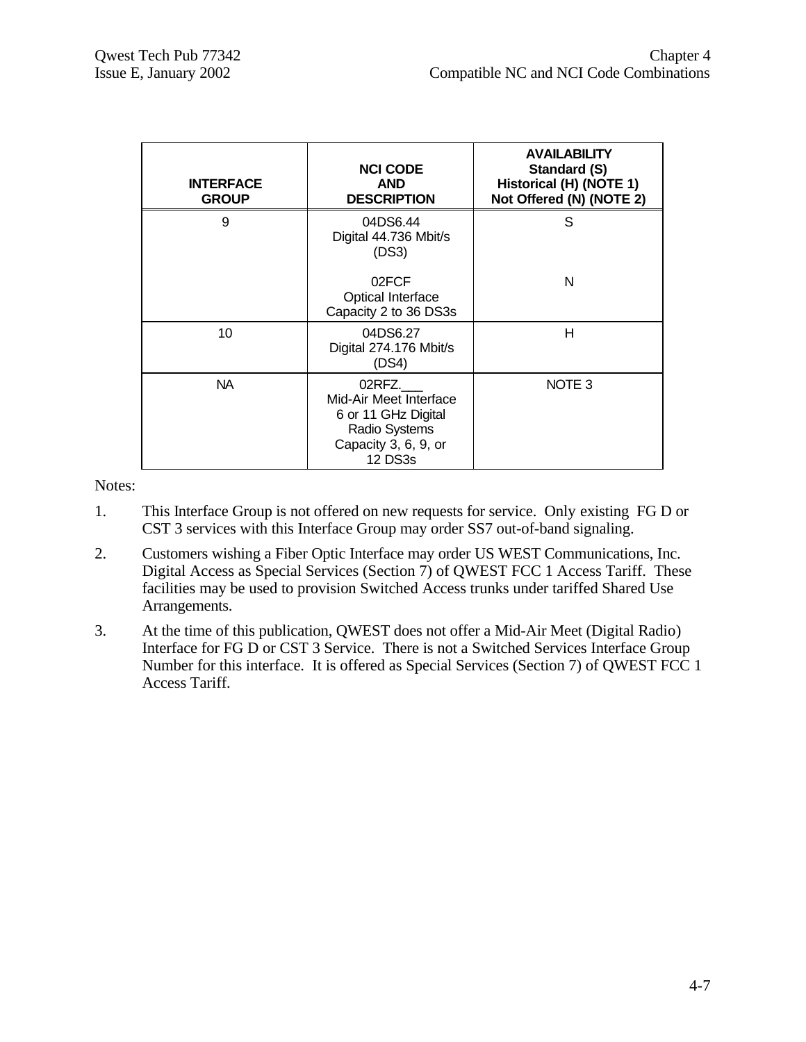| INTERFACE GROUP | NCI CODE AND DESCRIPTION | AVAILABILITY Standard (S) Historical (H) (NOTE 1) Not Offered (N) (NOTE 2) |
| --- | --- | --- |
| 9 | 04DS6.44 Digital 44.736 Mbit/s (DS3) | S |
| | 02FCF Optical Interface Capacity 2 to 36 DS3s | N |
| 10 | 04DS6.27 Digital 274.176 Mbit/s (DS4) | H |
| NA | 02RFZ.___ Mid-Air Meet Interface 6 or 11 GHz Digital Radio Systems Capacity 3, 6, 9, or 12 DS3s | NOTE 3 |

Notes:

1. This Interface Group is not offered on new requests for service. Only existing FG D or CST 3 services with this Interface Group may order SS7 out-of-band signaling.

2. Customers wishing a Fiber Optic Interface may order US WEST Communications, Inc. Digital Access as Special Services (Section 7) of QWEST FCC 1 Access Tariff. These facilities may be used to provision Switched Access trunks under tariffed Shared Use Arrangements.

3. At the time of this publication, QWEST does not offer a Mid-Air Meet (Digital Radio) Interface for FG D or CST 3 Service. There is not a Switched Services Interface Group Number for this interface. It is offered as Special Services (Section 7) of QWEST FCC 1 Access Tariff.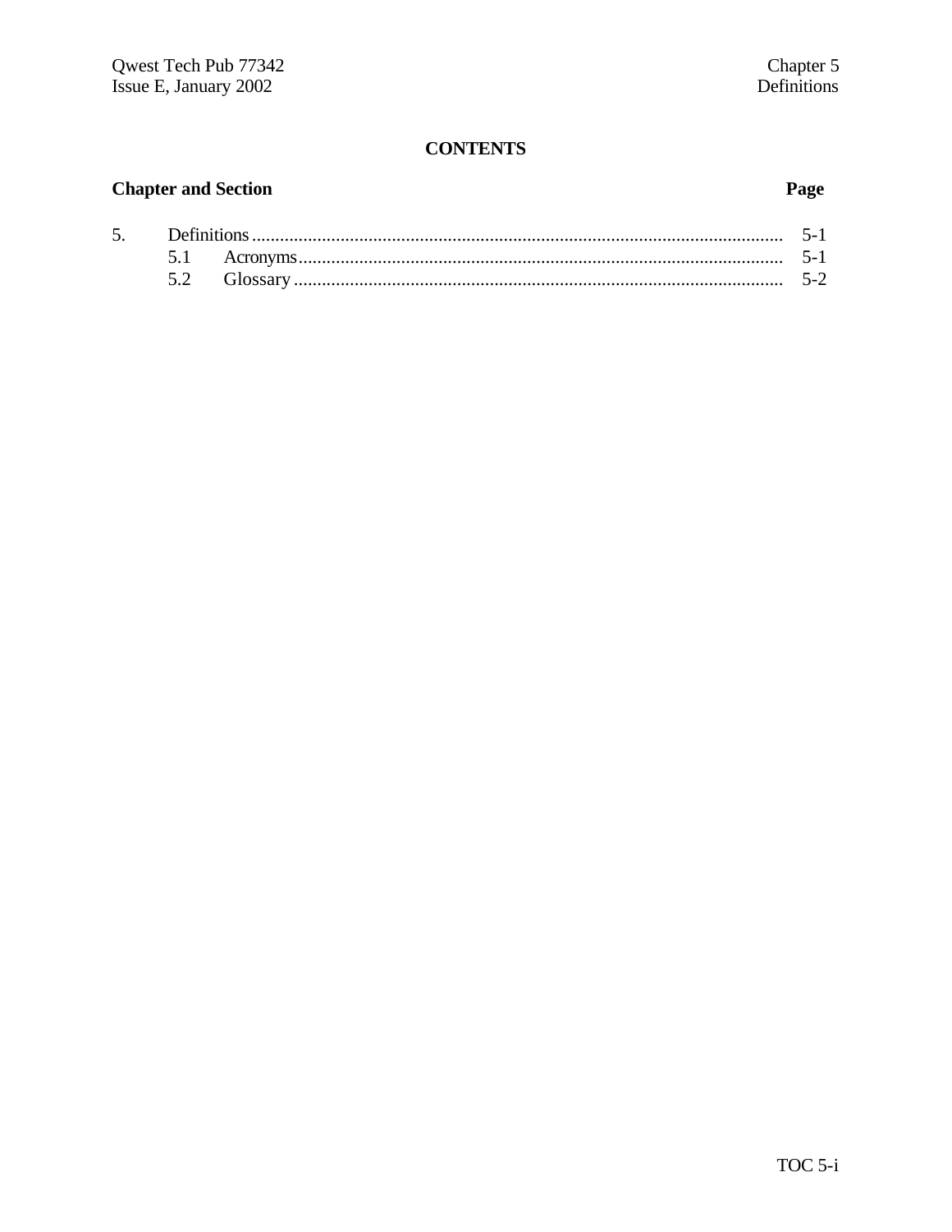# CONTENTS

| Chapter and Section | | Page |
|---|---|---|
| 5. | Definitions | 5-1 |
| | 5.1 Acronyms | 5-1 |
| | 5.2 Glossary | 5-2 |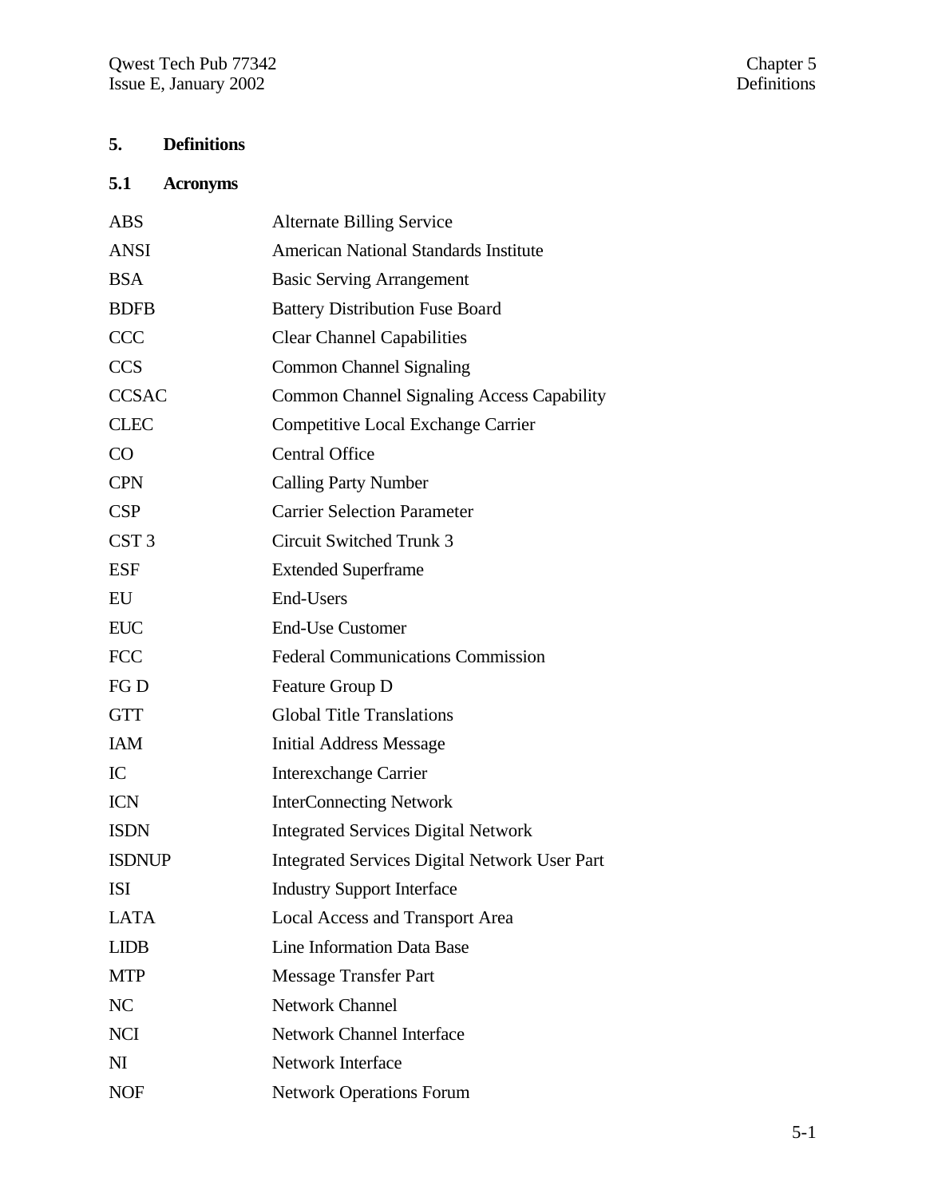# 5. Definitions

## 5.1 Acronyms

| | |
|---|---|
| ABS | Alternate Billing Service |
| ANSI | American National Standards Institute |
| BSA | Basic Serving Arrangement |
| BDFB | Battery Distribution Fuse Board |
| CCC | Clear Channel Capabilities |
| CCS | Common Channel Signaling |
| CCSAC | Common Channel Signaling Access Capability |
| CLEC | Competitive Local Exchange Carrier |
| CO | Central Office |
| CPN | Calling Party Number |
| CSP | Carrier Selection Parameter |
| CST 3 | Circuit Switched Trunk 3 |
| ESF | Extended Superframe |
| EU | End-Users |
| EUC | End-Use Customer |
| FCC | Federal Communications Commission |
| FG D | Feature Group D |
| GTT | Global Title Translations |
| IAM | Initial Address Message |
| IC | Interexchange Carrier |
| ICN | InterConnecting Network |
| ISDN | Integrated Services Digital Network |
| ISDNUP | Integrated Services Digital Network User Part |
| ISI | Industry Support Interface |
| LATA | Local Access and Transport Area |
| LIDB | Line Information Data Base |
| MTP | Message Transfer Part |
| NC | Network Channel |
| NCI | Network Channel Interface |
| NI | Network Interface |
| NOF | Network Operations Forum |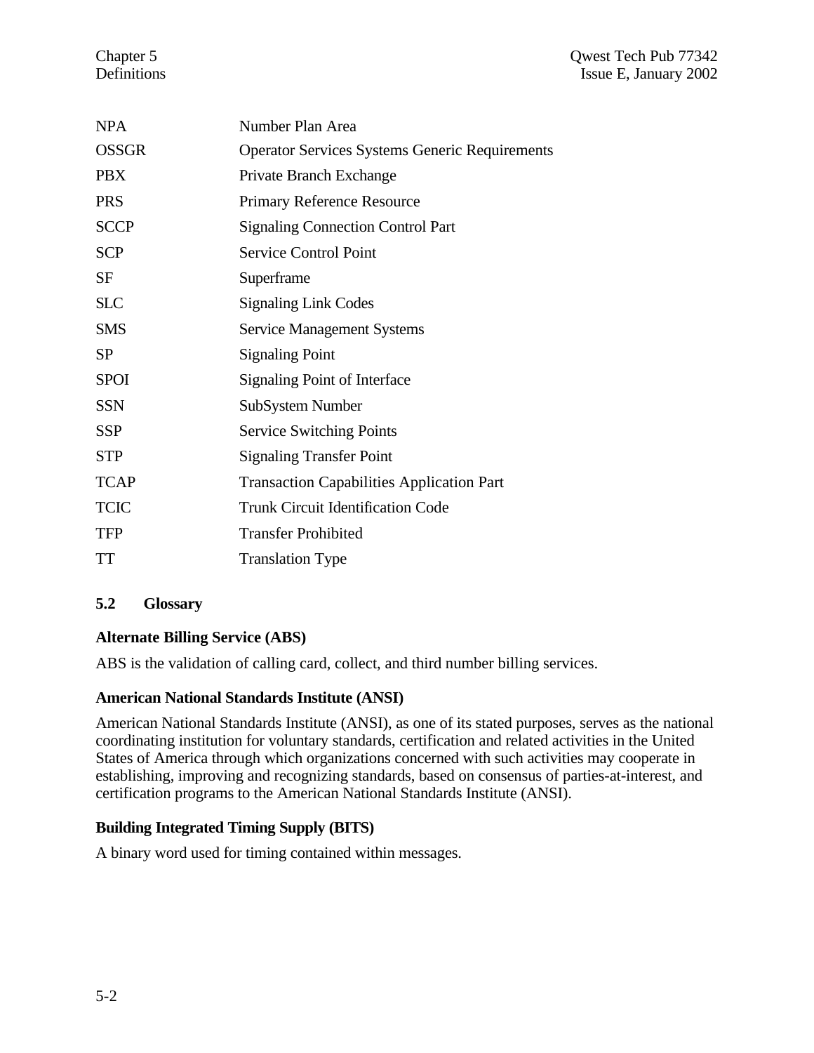| | |
|---|---|
| NPA | Number Plan Area |
| OSSGR | Operator Services Systems Generic Requirements |
| PBX | Private Branch Exchange |
| PRS | Primary Reference Resource |
| SCCP | Signaling Connection Control Part |
| SCP | Service Control Point |
| SF | Superframe |
| SLC | Signaling Link Codes |
| SMS | Service Management Systems |
| SP | Signaling Point |
| SPOI | Signaling Point of Interface |
| SSN | SubSystem Number |
| SSP | Service Switching Points |
| STP | Signaling Transfer Point |
| TCAP | Transaction Capabilities Application Part |
| TCIC | Trunk Circuit Identification Code |
| TFP | Transfer Prohibited |
| TT | Translation Type |

## 5.2 Glossary

**Alternate Billing Service (ABS)**

ABS is the validation of calling card, collect, and third number billing services.

**American National Standards Institute (ANSI)**

American National Standards Institute (ANSI), as one of its stated purposes, serves as the national coordinating institution for voluntary standards, certification and related activities in the United States of America through which organizations concerned with such activities may cooperate in establishing, improving and recognizing standards, based on consensus of parties-at-interest, and certification programs to the American National Standards Institute (ANSI).

**Building Integrated Timing Supply (BITS)**

A binary word used for timing contained within messages.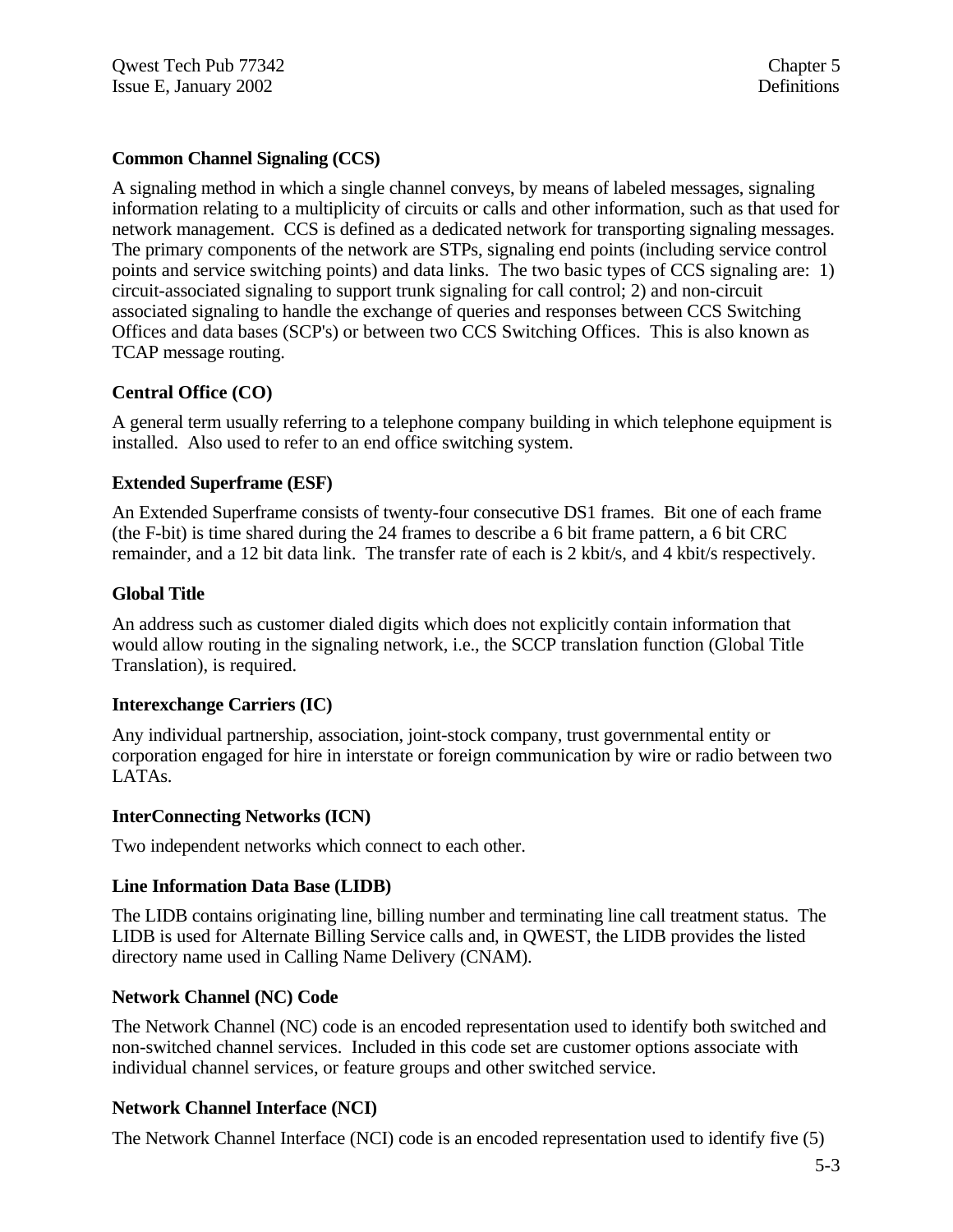**Common Channel Signaling (CCS)**

A signaling method in which a single channel conveys, by means of labeled messages, signaling information relating to a multiplicity of circuits or calls and other information, such as that used for network management. CCS is defined as a dedicated network for transporting signaling messages. The primary components of the network are STPs, signaling end points (including service control points and service switching points) and data links. The two basic types of CCS signaling are: 1) circuit-associated signaling to support trunk signaling for call control; 2) and non-circuit associated signaling to handle the exchange of queries and responses between CCS Switching Offices and data bases (SCP's) or between two CCS Switching Offices. This is also known as TCAP message routing.

**Central Office (CO)**

A general term usually referring to a telephone company building in which telephone equipment is installed. Also used to refer to an end office switching system.

**Extended Superframe (ESF)**

An Extended Superframe consists of twenty-four consecutive DS1 frames. Bit one of each frame (the F-bit) is time shared during the 24 frames to describe a 6 bit frame pattern, a 6 bit CRC remainder, and a 12 bit data link. The transfer rate of each is 2 kbit/s, and 4 kbit/s respectively.

**Global Title**

An address such as customer dialed digits which does not explicitly contain information that would allow routing in the signaling network, i.e., the SCCP translation function (Global Title Translation), is required.

**Interexchange Carriers (IC)**

Any individual partnership, association, joint-stock company, trust governmental entity or corporation engaged for hire in interstate or foreign communication by wire or radio between two LATAs.

**InterConnecting Networks (ICN)**

Two independent networks which connect to each other.

**Line Information Data Base (LIDB)**

The LIDB contains originating line, billing number and terminating line call treatment status. The LIDB is used for Alternate Billing Service calls and, in QWEST, the LIDB provides the listed directory name used in Calling Name Delivery (CNAM).

**Network Channel (NC) Code**

The Network Channel (NC) code is an encoded representation used to identify both switched and non-switched channel services. Included in this code set are customer options associate with individual channel services, or feature groups and other switched service.

**Network Channel Interface (NCI)**

The Network Channel Interface (NCI) code is an encoded representation used to identify five (5)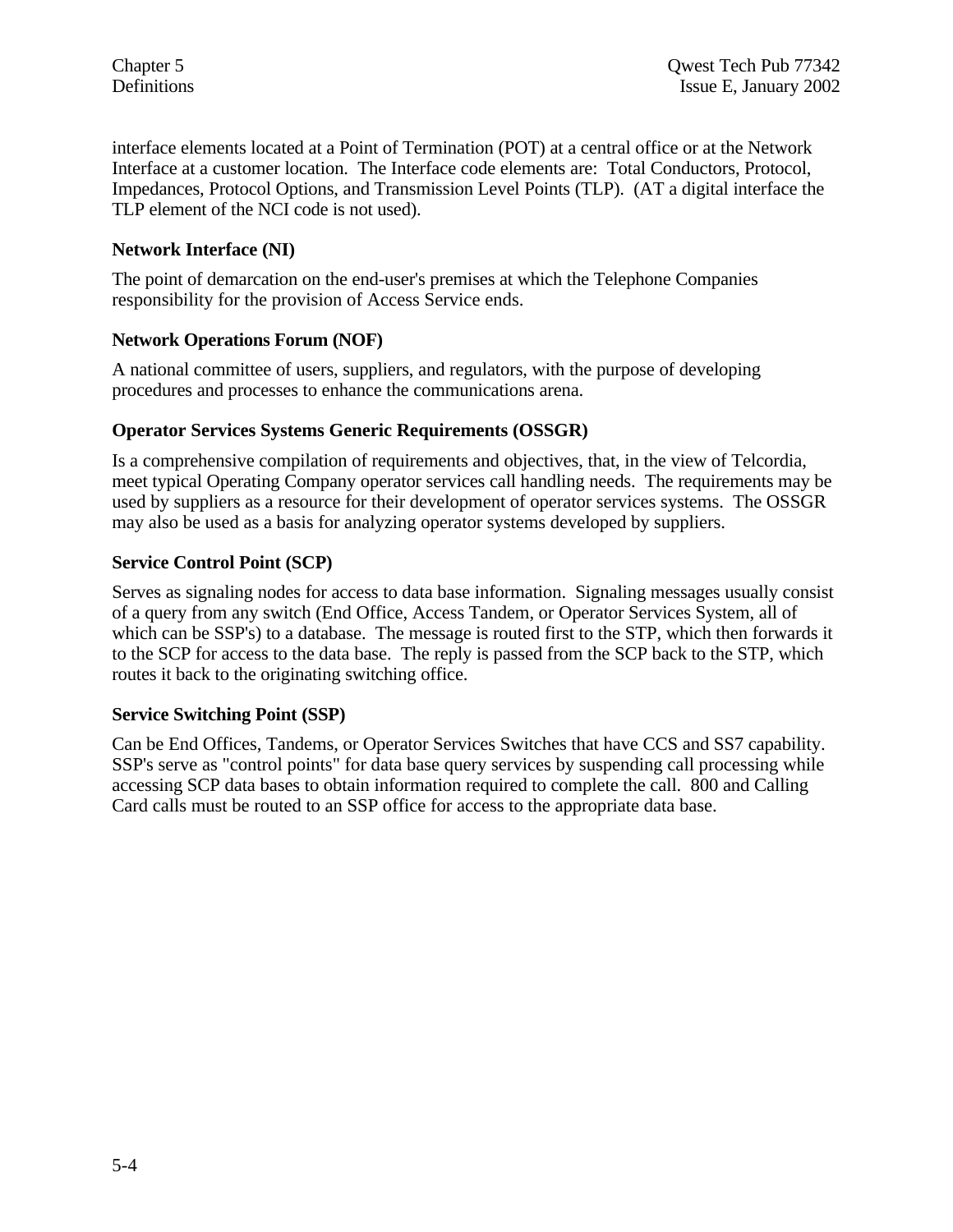interface elements located at a Point of Termination (POT) at a central office or at the Network Interface at a customer location. The Interface code elements are: Total Conductors, Protocol, Impedances, Protocol Options, and Transmission Level Points (TLP). (AT a digital interface the TLP element of the NCI code is not used).

### Network Interface (NI)

The point of demarcation on the end-user's premises at which the Telephone Companies responsibility for the provision of Access Service ends.

### Network Operations Forum (NOF)

A national committee of users, suppliers, and regulators, with the purpose of developing procedures and processes to enhance the communications arena.

### Operator Services Systems Generic Requirements (OSSGR)

Is a comprehensive compilation of requirements and objectives, that, in the view of Telcordia, meet typical Operating Company operator services call handling needs. The requirements may be used by suppliers as a resource for their development of operator services systems. The OSSGR may also be used as a basis for analyzing operator systems developed by suppliers.

### Service Control Point (SCP)

Serves as signaling nodes for access to data base information. Signaling messages usually consist of a query from any switch (End Office, Access Tandem, or Operator Services System, all of which can be SSP's) to a database. The message is routed first to the STP, which then forwards it to the SCP for access to the data base. The reply is passed from the SCP back to the STP, which routes it back to the originating switching office.

### Service Switching Point (SSP)

Can be End Offices, Tandems, or Operator Services Switches that have CCS and SS7 capability. SSP's serve as "control points" for data base query services by suspending call processing while accessing SCP data bases to obtain information required to complete the call. 800 and Calling Card calls must be routed to an SSP office for access to the appropriate data base.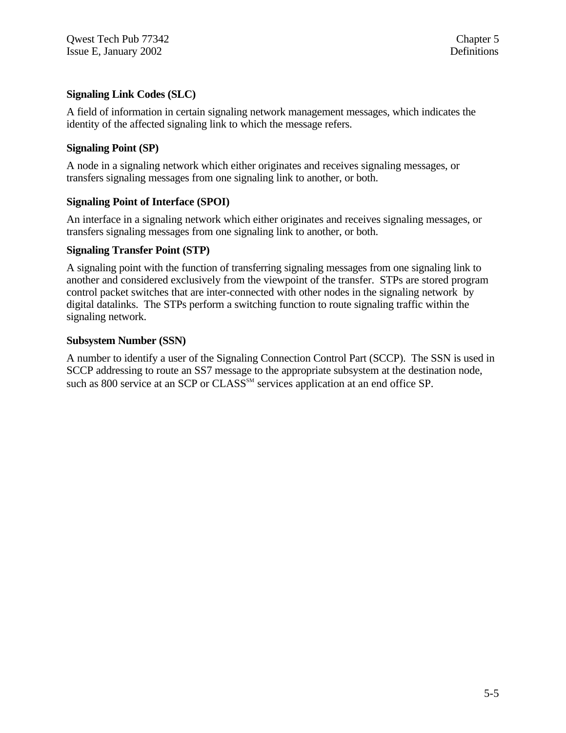**Signaling Link Codes (SLC)**

A field of information in certain signaling network management messages, which indicates the identity of the affected signaling link to which the message refers.

**Signaling Point (SP)**

A node in a signaling network which either originates and receives signaling messages, or transfers signaling messages from one signaling link to another, or both.

**Signaling Point of Interface (SPOI)**

An interface in a signaling network which either originates and receives signaling messages, or transfers signaling messages from one signaling link to another, or both.

**Signaling Transfer Point (STP)**

A signaling point with the function of transferring signaling messages from one signaling link to another and considered exclusively from the viewpoint of the transfer. STPs are stored program control packet switches that are inter-connected with other nodes in the signaling network by digital datalinks. The STPs perform a switching function to route signaling traffic within the signaling network.

**Subsystem Number (SSN)**

A number to identify a user of the Signaling Connection Control Part (SCCP). The SSN is used in SCCP addressing to route an SS7 message to the appropriate subsystem at the destination node, such as 800 service at an SCP or CLASS[SM] services application at an end office SP.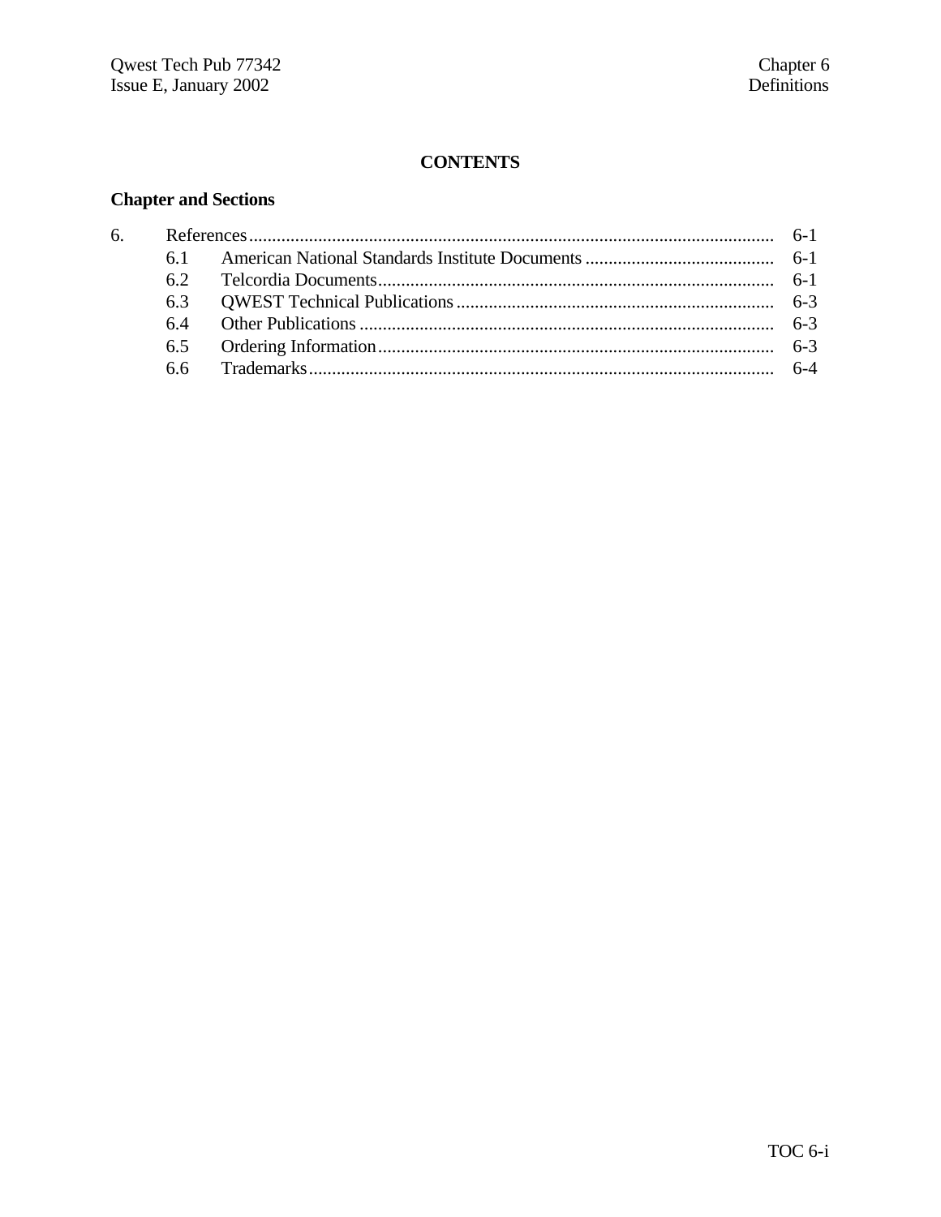**CONTENTS**

**Chapter and Sections**

| | | | |
|---|---|---|---|
| 6. | References | | 6-1 |
| | 6.1 | American National Standards Institute Documents | 6-1 |
| | 6.2 | Telcordia Documents | 6-1 |
| | 6.3 | QWEST Technical Publications | 6-3 |
| | 6.4 | Other Publications | 6-3 |
| | 6.5 | Ordering Information | 6-3 |
| | 6.6 | Trademarks | 6-4 |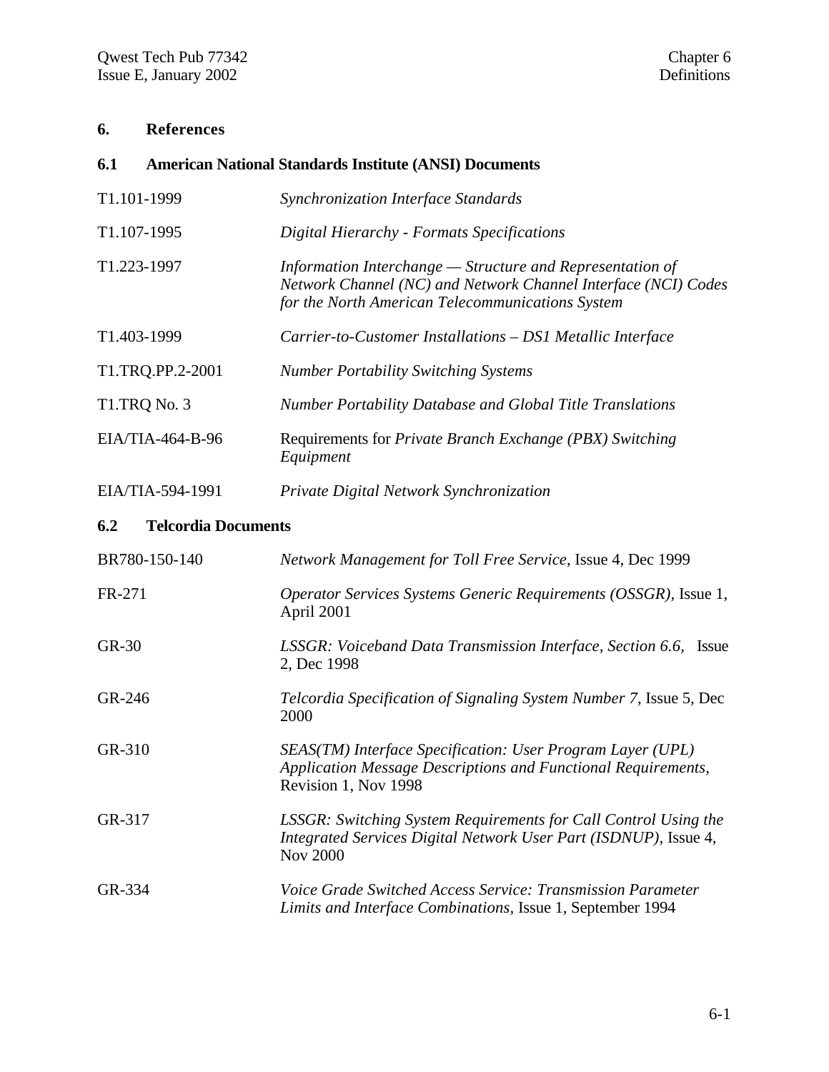# 6. References

## 6.1 American National Standards Institute (ANSI) Documents

| | |
|---|---|
| T1.101-1999 | *Synchronization Interface Standards* |
| T1.107-1995 | *Digital Hierarchy - Formats Specifications* |
| T1.223-1997 | *Information Interchange — Structure and Representation of Network Channel (NC) and Network Channel Interface (NCI) Codes for the North American Telecommunications System* |
| T1.403-1999 | *Carrier-to-Customer Installations – DS1 Metallic Interface* |
| T1.TRQ.PP.2-2001 | *Number Portability Switching Systems* |
| T1.TRQ No. 3 | *Number Portability Database and Global Title Translations* |
| EIA/TIA-464-B-96 | Requirements for *Private Branch Exchange (PBX) Switching Equipment* |
| EIA/TIA-594-1991 | *Private Digital Network Synchronization* |

## 6.2 Telcordia Documents

| | |
|---|---|
| BR780-150-140 | *Network Management for Toll Free Service*, Issue 4, Dec 1999 |
| FR-271 | *Operator Services Systems Generic Requirements (OSSGR)*, Issue 1, April 2001 |
| GR-30 | *LSSGR: Voiceband Data Transmission Interface, Section 6.6*, Issue 2, Dec 1998 |
| GR-246 | *Telcordia Specification of Signaling System Number 7*, Issue 5, Dec 2000 |
| GR-310 | *SEAS(TM) Interface Specification: User Program Layer (UPL) Application Message Descriptions and Functional Requirements*, Revision 1, Nov 1998 |
| GR-317 | *LSSGR: Switching System Requirements for Call Control Using the Integrated Services Digital Network User Part (ISDNUP)*, Issue 4, Nov 2000 |
| GR-334 | *Voice Grade Switched Access Service: Transmission Parameter Limits and Interface Combinations*, Issue 1, September 1994 |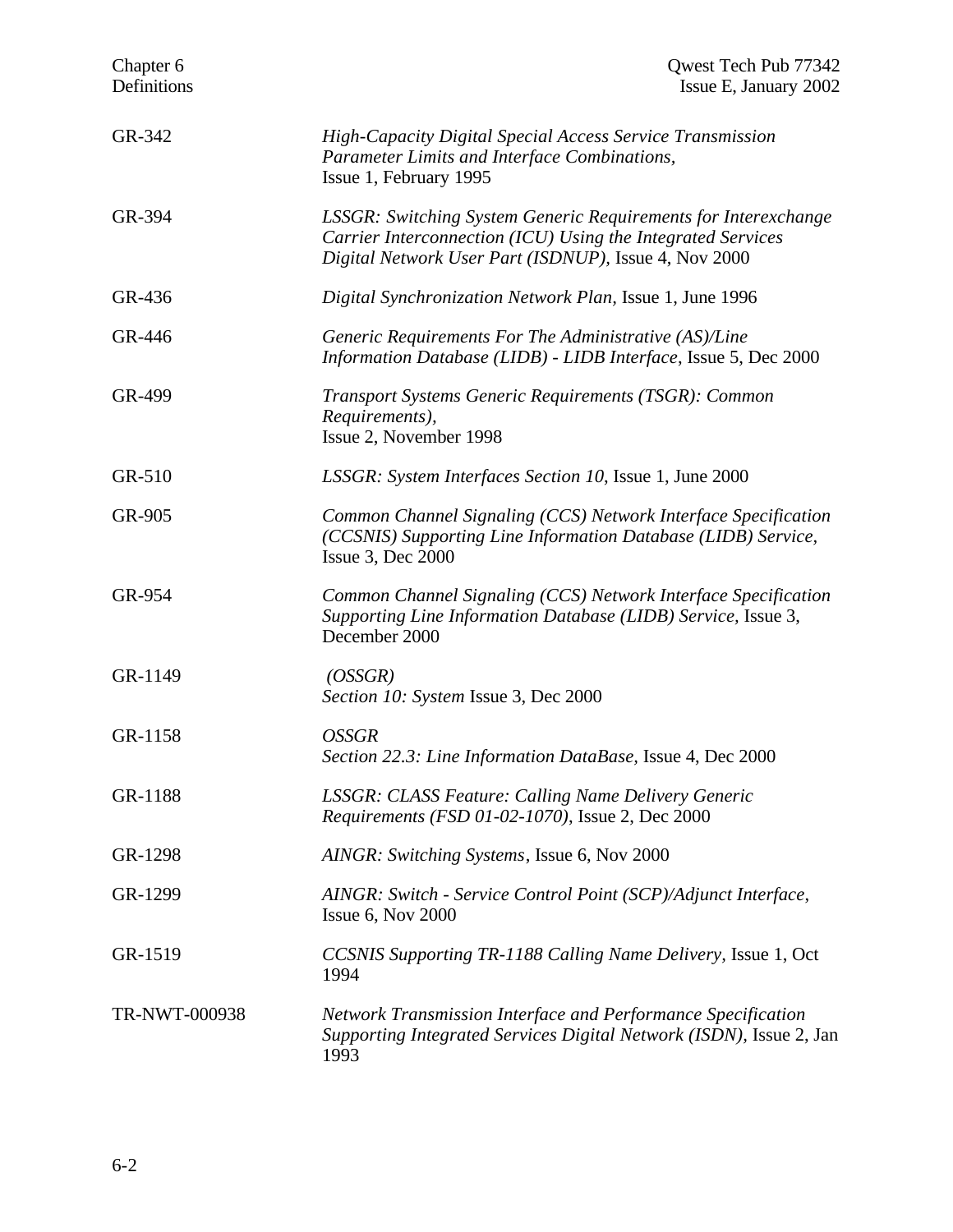| | |
|---|---|
| GR-342 | *High-Capacity Digital Special Access Service Transmission Parameter Limits and Interface Combinations*, Issue 1, February 1995 |
| GR-394 | *LSSGR: Switching System Generic Requirements for Interexchange Carrier Interconnection (ICU) Using the Integrated Services Digital Network User Part (ISDNUP)*, Issue 4, Nov 2000 |
| GR-436 | *Digital Synchronization Network Plan*, Issue 1, June 1996 |
| GR-446 | *Generic Requirements For The Administrative (AS)/Line Information Database (LIDB) - LIDB Interface*, Issue 5, Dec 2000 |
| GR-499 | *Transport Systems Generic Requirements (TSGR): Common Requirements)*, Issue 2, November 1998 |
| GR-510 | *LSSGR: System Interfaces Section 10*, Issue 1, June 2000 |
| GR-905 | *Common Channel Signaling (CCS) Network Interface Specification (CCSNIS) Supporting Line Information Database (LIDB) Service*, Issue 3, Dec 2000 |
| GR-954 | *Common Channel Signaling (CCS) Network Interface Specification Supporting Line Information Database (LIDB) Service*, Issue 3, December 2000 |
| GR-1149 | *(OSSGR)* *Section 10: System* Issue 3, Dec 2000 |
| GR-1158 | *OSSGR* *Section 22.3: Line Information DataBase*, Issue 4, Dec 2000 |
| GR-1188 | *LSSGR: CLASS Feature: Calling Name Delivery Generic Requirements (FSD 01-02-1070)*, Issue 2, Dec 2000 |
| GR-1298 | *AINGR: Switching Systems*, Issue 6, Nov 2000 |
| GR-1299 | *AINGR: Switch - Service Control Point (SCP)/Adjunct Interface*, Issue 6, Nov 2000 |
| GR-1519 | *CCSNIS Supporting TR-1188 Calling Name Delivery*, Issue 1, Oct 1994 |
| TR-NWT-000938 | *Network Transmission Interface and Performance Specification Supporting Integrated Services Digital Network (ISDN)*, Issue 2, Jan 1993 |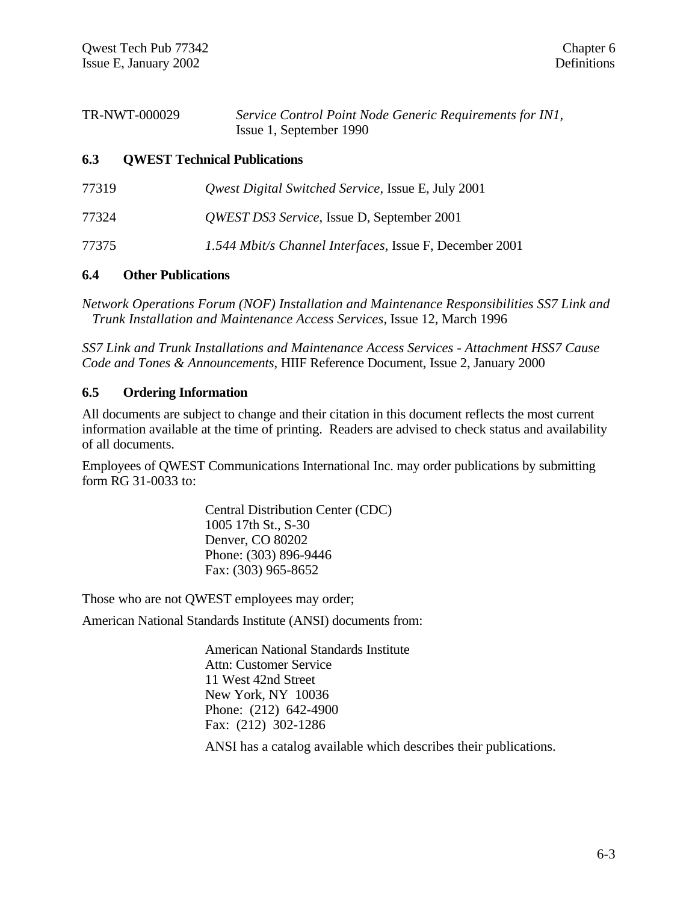TR-NWT-000029 *Service Control Point Node Generic Requirements for IN1*, Issue 1, September 1990

## 6.3 QWEST Technical Publications

77319 *Qwest Digital Switched Service*, Issue E, July 2001

77324 *QWEST DS3 Service*, Issue D, September 2001

77375 *1.544 Mbit/s Channel Interfaces*, Issue F, December 2001

## 6.4 Other Publications

*Network Operations Forum (NOF) Installation and Maintenance Responsibilities SS7 Link and Trunk Installation and Maintenance Access Services*, Issue 12, March 1996

*SS7 Link and Trunk Installations and Maintenance Access Services - Attachment HSS7 Cause Code and Tones & Announcements*, HIIF Reference Document, Issue 2, January 2000

## 6.5 Ordering Information

All documents are subject to change and their citation in this document reflects the most current information available at the time of printing. Readers are advised to check status and availability of all documents.

Employees of QWEST Communications International Inc. may order publications by submitting form RG 31-0033 to:

Central Distribution Center (CDC)
1005 17th St., S-30
Denver, CO 80202
Phone: (303) 896-9446
Fax: (303) 965-8652

Those who are not QWEST employees may order;

American National Standards Institute (ANSI) documents from:

American National Standards Institute
Attn: Customer Service
11 West 42nd Street
New York, NY 10036
Phone: (212) 642-4900
Fax: (212) 302-1286

ANSI has a catalog available which describes their publications.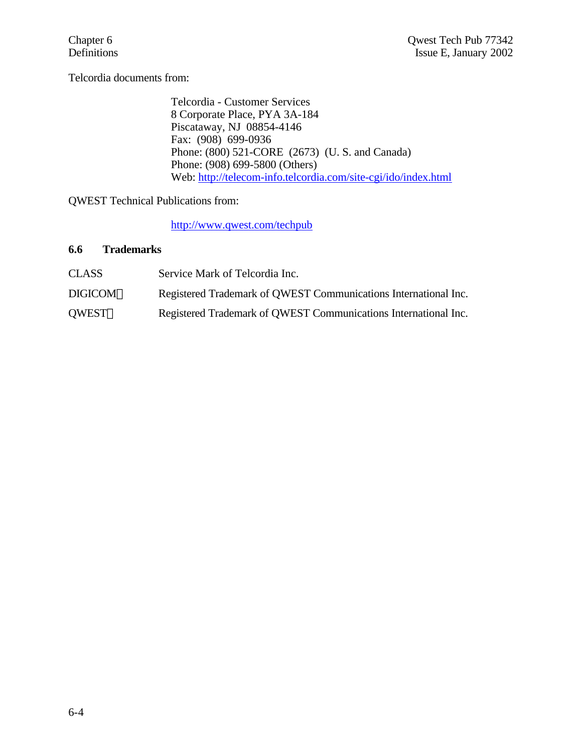Telcordia documents from:

Telcordia - Customer Services
8 Corporate Place, PYA 3A-184
Piscataway, NJ 08854-4146
Fax: (908) 699-0936
Phone: (800) 521-CORE (2673) (U. S. and Canada)
Phone: (908) 699-5800 (Others)
Web: http://telecom-info.telcordia.com/site-cgi/ido/index.html

QWEST Technical Publications from:

http://www.qwest.com/techpub

## 6.6 Trademarks

| | |
|---|---|
| CLASS | Service Mark of Telcordia Inc. |
| DIGICOM® | Registered Trademark of QWEST Communications International Inc. |
| QWEST® | Registered Trademark of QWEST Communications International Inc. |